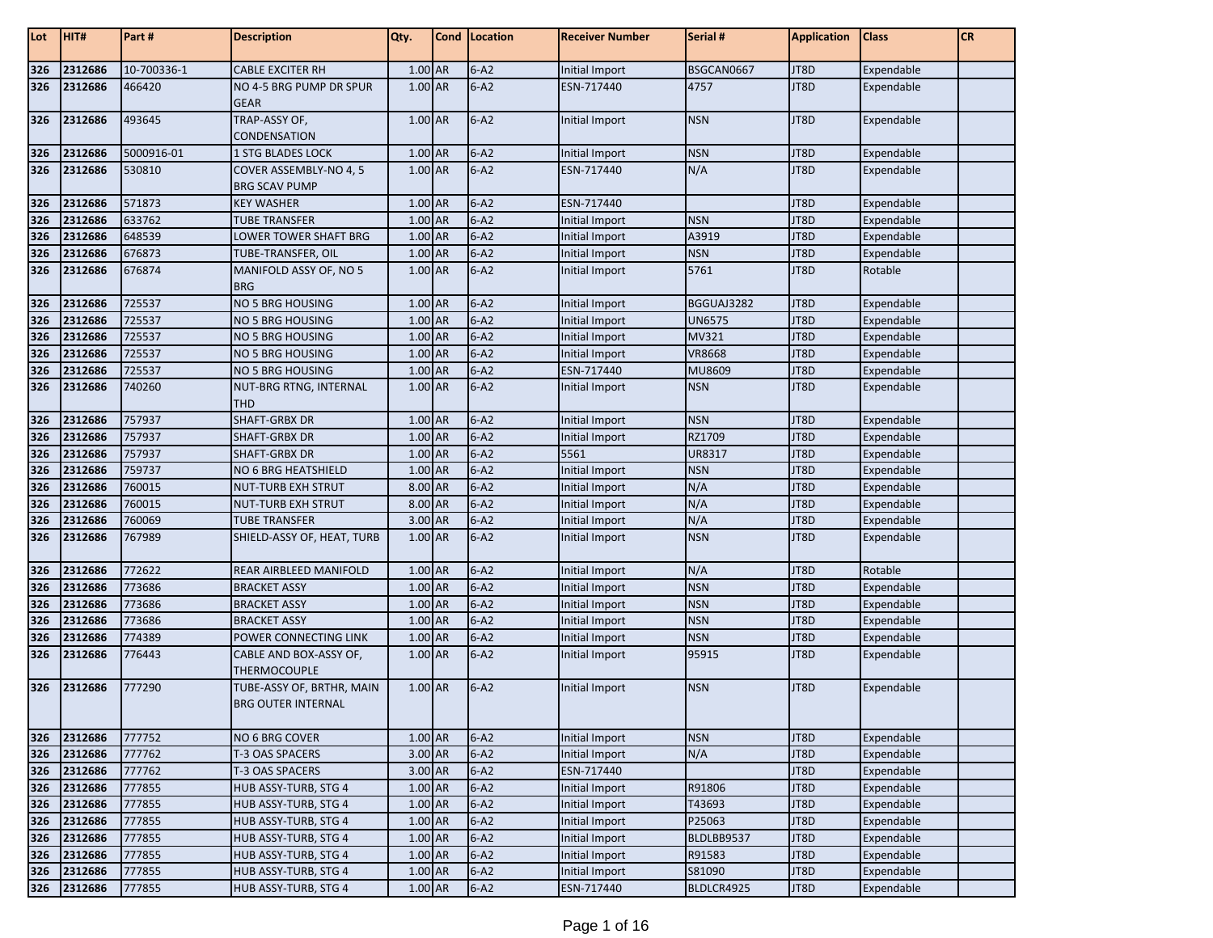| Lot | HIT# | Part # | Description | Qty. | Cond | Location | Receiver Number | Serial # | Application | Class | CR |
|---|---|---|---|---|---|---|---|---|---|---|---|
| 326 | 2312686 | 10-700336-1 | CABLE EXCITER RH | 1.00 | AR | 6-A2 | Initial Import | BSGCAN0667 | JT8D | Expendable | |
| 326 | 2312686 | 466420 | NO 4-5 BRG PUMP DR SPUR GEAR | 1.00 | AR | 6-A2 | ESN-717440 | 4757 | JT8D | Expendable | |
| 326 | 2312686 | 493645 | TRAP-ASSY OF, CONDENSATION | 1.00 | AR | 6-A2 | Initial Import | NSN | JT8D | Expendable | |
| 326 | 2312686 | 5000916-01 | 1 STG BLADES LOCK | 1.00 | AR | 6-A2 | Initial Import | NSN | JT8D | Expendable | |
| 326 | 2312686 | 530810 | COVER ASSEMBLY-NO 4, 5 BRG SCAV PUMP | 1.00 | AR | 6-A2 | ESN-717440 | N/A | JT8D | Expendable | |
| 326 | 2312686 | 571873 | KEY WASHER | 1.00 | AR | 6-A2 | ESN-717440 | | JT8D | Expendable | |
| 326 | 2312686 | 633762 | TUBE TRANSFER | 1.00 | AR | 6-A2 | Initial Import | NSN | JT8D | Expendable | |
| 326 | 2312686 | 648539 | LOWER TOWER SHAFT BRG | 1.00 | AR | 6-A2 | Initial Import | A3919 | JT8D | Expendable | |
| 326 | 2312686 | 676873 | TUBE-TRANSFER, OIL | 1.00 | AR | 6-A2 | Initial Import | NSN | JT8D | Expendable | |
| 326 | 2312686 | 676874 | MANIFOLD ASSY OF, NO 5 BRG | 1.00 | AR | 6-A2 | Initial Import | 5761 | JT8D | Rotable | |
| 326 | 2312686 | 725537 | NO 5 BRG HOUSING | 1.00 | AR | 6-A2 | Initial Import | BGGUAJ3282 | JT8D | Expendable | |
| 326 | 2312686 | 725537 | NO 5 BRG HOUSING | 1.00 | AR | 6-A2 | Initial Import | UN6575 | JT8D | Expendable | |
| 326 | 2312686 | 725537 | NO 5 BRG HOUSING | 1.00 | AR | 6-A2 | Initial Import | MV321 | JT8D | Expendable | |
| 326 | 2312686 | 725537 | NO 5 BRG HOUSING | 1.00 | AR | 6-A2 | Initial Import | VR8668 | JT8D | Expendable | |
| 326 | 2312686 | 725537 | NO 5 BRG HOUSING | 1.00 | AR | 6-A2 | ESN-717440 | MU8609 | JT8D | Expendable | |
| 326 | 2312686 | 740260 | NUT-BRG RTNG, INTERNAL THD | 1.00 | AR | 6-A2 | Initial Import | NSN | JT8D | Expendable | |
| 326 | 2312686 | 757937 | SHAFT-GRBX DR | 1.00 | AR | 6-A2 | Initial Import | NSN | JT8D | Expendable | |
| 326 | 2312686 | 757937 | SHAFT-GRBX DR | 1.00 | AR | 6-A2 | Initial Import | RZ1709 | JT8D | Expendable | |
| 326 | 2312686 | 757937 | SHAFT-GRBX DR | 1.00 | AR | 6-A2 | 5561 | UR8317 | JT8D | Expendable | |
| 326 | 2312686 | 759737 | NO 6 BRG HEATSHIELD | 1.00 | AR | 6-A2 | Initial Import | NSN | JT8D | Expendable | |
| 326 | 2312686 | 760015 | NUT-TURB EXH STRUT | 8.00 | AR | 6-A2 | Initial Import | N/A | JT8D | Expendable | |
| 326 | 2312686 | 760015 | NUT-TURB EXH STRUT | 8.00 | AR | 6-A2 | Initial Import | N/A | JT8D | Expendable | |
| 326 | 2312686 | 760069 | TUBE TRANSFER | 3.00 | AR | 6-A2 | Initial Import | N/A | JT8D | Expendable | |
| 326 | 2312686 | 767989 | SHIELD-ASSY OF, HEAT, TURB | 1.00 | AR | 6-A2 | Initial Import | NSN | JT8D | Expendable | |
| 326 | 2312686 | 772622 | REAR AIRBLEED MANIFOLD | 1.00 | AR | 6-A2 | Initial Import | N/A | JT8D | Rotable | |
| 326 | 2312686 | 773686 | BRACKET ASSY | 1.00 | AR | 6-A2 | Initial Import | NSN | JT8D | Expendable | |
| 326 | 2312686 | 773686 | BRACKET ASSY | 1.00 | AR | 6-A2 | Initial Import | NSN | JT8D | Expendable | |
| 326 | 2312686 | 773686 | BRACKET ASSY | 1.00 | AR | 6-A2 | Initial Import | NSN | JT8D | Expendable | |
| 326 | 2312686 | 774389 | POWER CONNECTING LINK | 1.00 | AR | 6-A2 | Initial Import | NSN | JT8D | Expendable | |
| 326 | 2312686 | 776443 | CABLE AND BOX-ASSY OF, THERMOCOUPLE | 1.00 | AR | 6-A2 | Initial Import | 95915 | JT8D | Expendable | |
| 326 | 2312686 | 777290 | TUBE-ASSY OF, BRTHR, MAIN BRG OUTER INTERNAL | 1.00 | AR | 6-A2 | Initial Import | NSN | JT8D | Expendable | |
| 326 | 2312686 | 777752 | NO 6 BRG COVER | 1.00 | AR | 6-A2 | Initial Import | NSN | JT8D | Expendable | |
| 326 | 2312686 | 777762 | T-3 OAS SPACERS | 3.00 | AR | 6-A2 | Initial Import | N/A | JT8D | Expendable | |
| 326 | 2312686 | 777762 | T-3 OAS SPACERS | 3.00 | AR | 6-A2 | ESN-717440 | | JT8D | Expendable | |
| 326 | 2312686 | 777855 | HUB ASSY-TURB, STG 4 | 1.00 | AR | 6-A2 | Initial Import | R91806 | JT8D | Expendable | |
| 326 | 2312686 | 777855 | HUB ASSY-TURB, STG 4 | 1.00 | AR | 6-A2 | Initial Import | T43693 | JT8D | Expendable | |
| 326 | 2312686 | 777855 | HUB ASSY-TURB, STG 4 | 1.00 | AR | 6-A2 | Initial Import | P25063 | JT8D | Expendable | |
| 326 | 2312686 | 777855 | HUB ASSY-TURB, STG 4 | 1.00 | AR | 6-A2 | Initial Import | BLDLBB9537 | JT8D | Expendable | |
| 326 | 2312686 | 777855 | HUB ASSY-TURB, STG 4 | 1.00 | AR | 6-A2 | Initial Import | R91583 | JT8D | Expendable | |
| 326 | 2312686 | 777855 | HUB ASSY-TURB, STG 4 | 1.00 | AR | 6-A2 | Initial Import | S81090 | JT8D | Expendable | |
| 326 | 2312686 | 777855 | HUB ASSY-TURB, STG 4 | 1.00 | AR | 6-A2 | ESN-717440 | BLDLCR4925 | JT8D | Expendable | |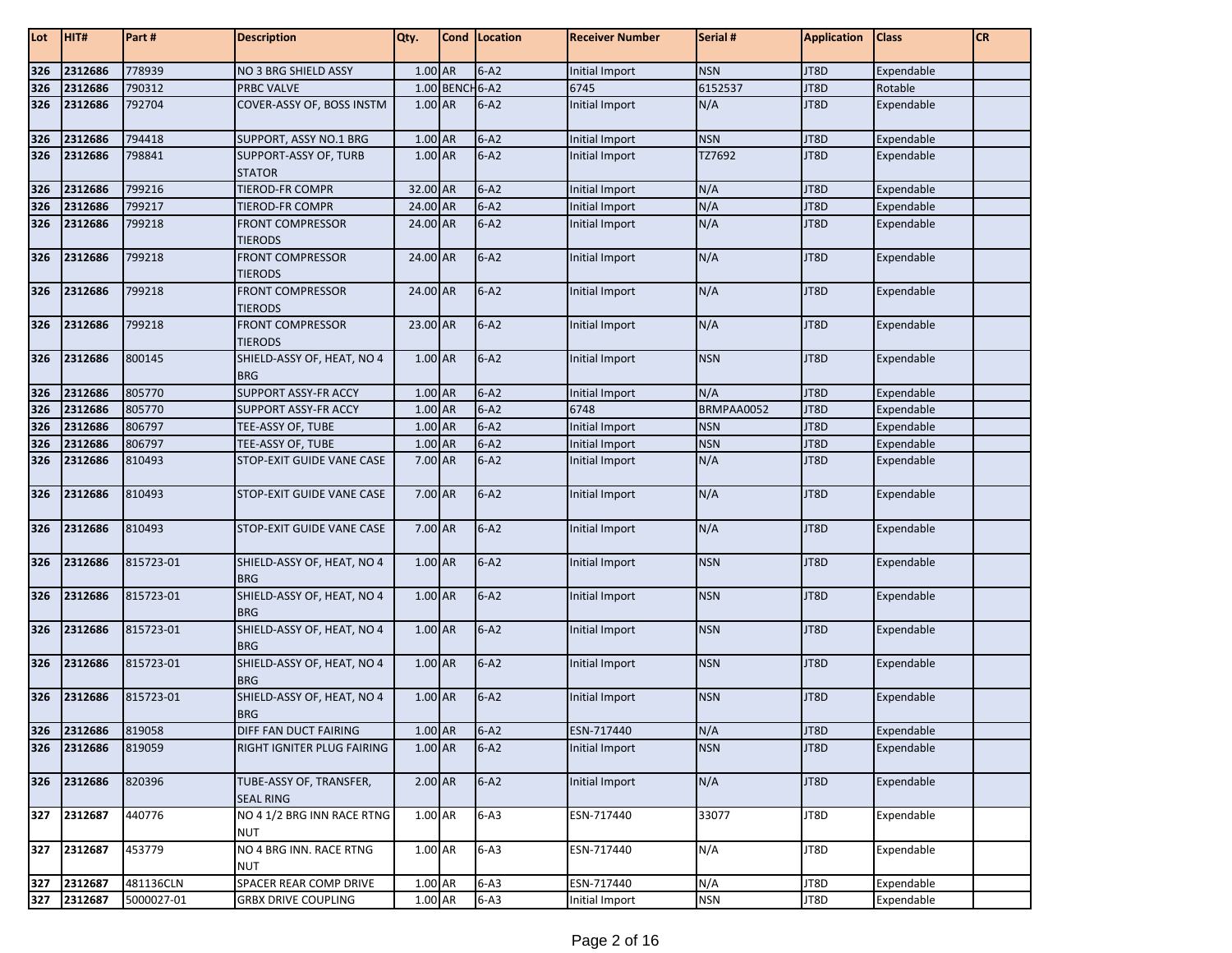| Lot | HIT# | Part # | Description | Qty. | Cond | Location | Receiver Number | Serial # | Application | Class | CR |
|---|---|---|---|---|---|---|---|---|---|---|---|
| 326 | 2312686 | 778939 | NO 3 BRG SHIELD ASSY | 1.00 | AR | 6-A2 | Initial Import | NSN | JT8D | Expendable | |
| 326 | 2312686 | 790312 | PRBC VALVE | 1.00 | BENCH | 6-A2 | 6745 | 6152537 | JT8D | Rotable | |
| 326 | 2312686 | 792704 | COVER-ASSY OF, BOSS INSTM | 1.00 | AR | 6-A2 | Initial Import | N/A | JT8D | Expendable | |
| 326 | 2312686 | 794418 | SUPPORT, ASSY NO.1 BRG | 1.00 | AR | 6-A2 | Initial Import | NSN | JT8D | Expendable | |
| 326 | 2312686 | 798841 | SUPPORT-ASSY OF, TURB STATOR | 1.00 | AR | 6-A2 | Initial Import | TZ7692 | JT8D | Expendable | |
| 326 | 2312686 | 799216 | TIEROD-FR COMPR | 32.00 | AR | 6-A2 | Initial Import | N/A | JT8D | Expendable | |
| 326 | 2312686 | 799217 | TIEROD-FR COMPR | 24.00 | AR | 6-A2 | Initial Import | N/A | JT8D | Expendable | |
| 326 | 2312686 | 799218 | FRONT COMPRESSOR TIERODS | 24.00 | AR | 6-A2 | Initial Import | N/A | JT8D | Expendable | |
| 326 | 2312686 | 799218 | FRONT COMPRESSOR TIERODS | 24.00 | AR | 6-A2 | Initial Import | N/A | JT8D | Expendable | |
| 326 | 2312686 | 799218 | FRONT COMPRESSOR TIERODS | 24.00 | AR | 6-A2 | Initial Import | N/A | JT8D | Expendable | |
| 326 | 2312686 | 799218 | FRONT COMPRESSOR TIERODS | 23.00 | AR | 6-A2 | Initial Import | N/A | JT8D | Expendable | |
| 326 | 2312686 | 800145 | SHIELD-ASSY OF, HEAT, NO 4 BRG | 1.00 | AR | 6-A2 | Initial Import | NSN | JT8D | Expendable | |
| 326 | 2312686 | 805770 | SUPPORT ASSY-FR ACCY | 1.00 | AR | 6-A2 | Initial Import | N/A | JT8D | Expendable | |
| 326 | 2312686 | 805770 | SUPPORT ASSY-FR ACCY | 1.00 | AR | 6-A2 | 6748 | BRMPAA0052 | JT8D | Expendable | |
| 326 | 2312686 | 806797 | TEE-ASSY OF, TUBE | 1.00 | AR | 6-A2 | Initial Import | NSN | JT8D | Expendable | |
| 326 | 2312686 | 806797 | TEE-ASSY OF, TUBE | 1.00 | AR | 6-A2 | Initial Import | NSN | JT8D | Expendable | |
| 326 | 2312686 | 810493 | STOP-EXIT GUIDE VANE CASE | 7.00 | AR | 6-A2 | Initial Import | N/A | JT8D | Expendable | |
| 326 | 2312686 | 810493 | STOP-EXIT GUIDE VANE CASE | 7.00 | AR | 6-A2 | Initial Import | N/A | JT8D | Expendable | |
| 326 | 2312686 | 810493 | STOP-EXIT GUIDE VANE CASE | 7.00 | AR | 6-A2 | Initial Import | N/A | JT8D | Expendable | |
| 326 | 2312686 | 815723-01 | SHIELD-ASSY OF, HEAT, NO 4 BRG | 1.00 | AR | 6-A2 | Initial Import | NSN | JT8D | Expendable | |
| 326 | 2312686 | 815723-01 | SHIELD-ASSY OF, HEAT, NO 4 BRG | 1.00 | AR | 6-A2 | Initial Import | NSN | JT8D | Expendable | |
| 326 | 2312686 | 815723-01 | SHIELD-ASSY OF, HEAT, NO 4 BRG | 1.00 | AR | 6-A2 | Initial Import | NSN | JT8D | Expendable | |
| 326 | 2312686 | 815723-01 | SHIELD-ASSY OF, HEAT, NO 4 BRG | 1.00 | AR | 6-A2 | Initial Import | NSN | JT8D | Expendable | |
| 326 | 2312686 | 815723-01 | SHIELD-ASSY OF, HEAT, NO 4 BRG | 1.00 | AR | 6-A2 | Initial Import | NSN | JT8D | Expendable | |
| 326 | 2312686 | 819058 | DIFF FAN DUCT FAIRING | 1.00 | AR | 6-A2 | ESN-717440 | N/A | JT8D | Expendable | |
| 326 | 2312686 | 819059 | RIGHT IGNITER PLUG FAIRING | 1.00 | AR | 6-A2 | Initial Import | NSN | JT8D | Expendable | |
| 326 | 2312686 | 820396 | TUBE-ASSY OF, TRANSFER, SEAL RING | 2.00 | AR | 6-A2 | Initial Import | N/A | JT8D | Expendable | |
| 327 | 2312687 | 440776 | NO 4 1/2 BRG INN RACE RTNG NUT | 1.00 | AR | 6-A3 | ESN-717440 | 33077 | JT8D | Expendable | |
| 327 | 2312687 | 453779 | NO 4 BRG INN. RACE RTNG NUT | 1.00 | AR | 6-A3 | ESN-717440 | N/A | JT8D | Expendable | |
| 327 | 2312687 | 481136CLN | SPACER REAR COMP DRIVE | 1.00 | AR | 6-A3 | ESN-717440 | N/A | JT8D | Expendable | |
| 327 | 2312687 | 5000027-01 | GRBX DRIVE COUPLING | 1.00 | AR | 6-A3 | Initial Import | NSN | JT8D | Expendable | |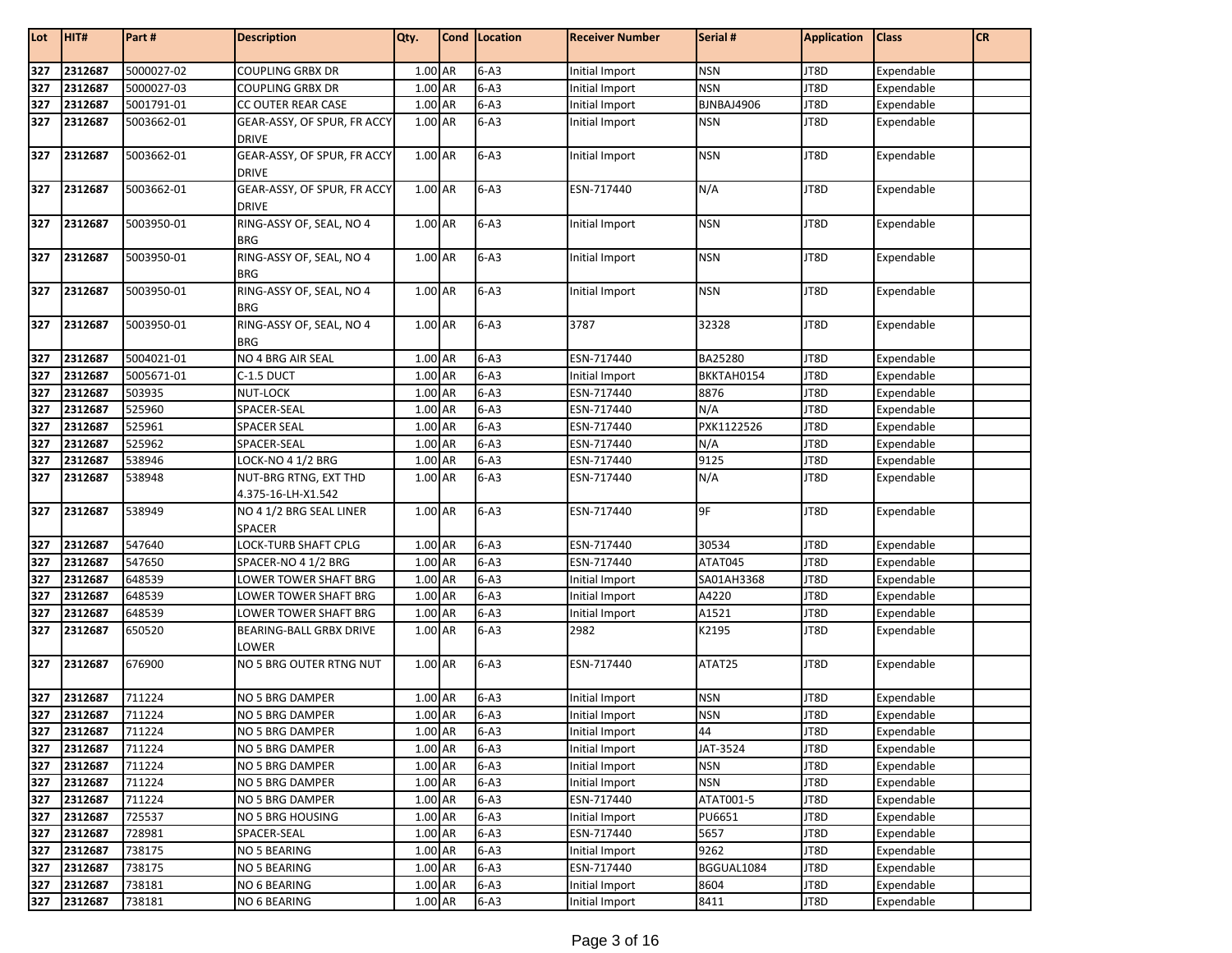| Lot | HIT# | Part # | Description | Qty. | Cond | Location | Receiver Number | Serial # | Application | Class | CR |
|---|---|---|---|---|---|---|---|---|---|---|---|
| 327 | 2312687 | 5000027-02 | COUPLING GRBX DR | 1.00 | AR | 6-A3 | Initial Import | NSN | JT8D | Expendable | |
| 327 | 2312687 | 5000027-03 | COUPLING GRBX DR | 1.00 | AR | 6-A3 | Initial Import | NSN | JT8D | Expendable | |
| 327 | 2312687 | 5001791-01 | CC OUTER REAR CASE | 1.00 | AR | 6-A3 | Initial Import | BJNBAJ4906 | JT8D | Expendable | |
| 327 | 2312687 | 5003662-01 | GEAR-ASSY, OF SPUR, FR ACCY DRIVE | 1.00 | AR | 6-A3 | Initial Import | NSN | JT8D | Expendable | |
| 327 | 2312687 | 5003662-01 | GEAR-ASSY, OF SPUR, FR ACCY DRIVE | 1.00 | AR | 6-A3 | Initial Import | NSN | JT8D | Expendable | |
| 327 | 2312687 | 5003662-01 | GEAR-ASSY, OF SPUR, FR ACCY DRIVE | 1.00 | AR | 6-A3 | ESN-717440 | N/A | JT8D | Expendable | |
| 327 | 2312687 | 5003950-01 | RING-ASSY OF, SEAL, NO 4 BRG | 1.00 | AR | 6-A3 | Initial Import | NSN | JT8D | Expendable | |
| 327 | 2312687 | 5003950-01 | RING-ASSY OF, SEAL, NO 4 BRG | 1.00 | AR | 6-A3 | Initial Import | NSN | JT8D | Expendable | |
| 327 | 2312687 | 5003950-01 | RING-ASSY OF, SEAL, NO 4 BRG | 1.00 | AR | 6-A3 | Initial Import | NSN | JT8D | Expendable | |
| 327 | 2312687 | 5003950-01 | RING-ASSY OF, SEAL, NO 4 BRG | 1.00 | AR | 6-A3 | 3787 | 32328 | JT8D | Expendable | |
| 327 | 2312687 | 5004021-01 | NO 4 BRG AIR SEAL | 1.00 | AR | 6-A3 | ESN-717440 | BA25280 | JT8D | Expendable | |
| 327 | 2312687 | 5005671-01 | C-1.5 DUCT | 1.00 | AR | 6-A3 | Initial Import | BKKTAH0154 | JT8D | Expendable | |
| 327 | 2312687 | 503935 | NUT-LOCK | 1.00 | AR | 6-A3 | ESN-717440 | 8876 | JT8D | Expendable | |
| 327 | 2312687 | 525960 | SPACER-SEAL | 1.00 | AR | 6-A3 | ESN-717440 | N/A | JT8D | Expendable | |
| 327 | 2312687 | 525961 | SPACER SEAL | 1.00 | AR | 6-A3 | ESN-717440 | PXK1122526 | JT8D | Expendable | |
| 327 | 2312687 | 525962 | SPACER-SEAL | 1.00 | AR | 6-A3 | ESN-717440 | N/A | JT8D | Expendable | |
| 327 | 2312687 | 538946 | LOCK-NO 4 1/2 BRG | 1.00 | AR | 6-A3 | ESN-717440 | 9125 | JT8D | Expendable | |
| 327 | 2312687 | 538948 | NUT-BRG RTNG, EXT THD 4.375-16-LH-X1.542 | 1.00 | AR | 6-A3 | ESN-717440 | N/A | JT8D | Expendable | |
| 327 | 2312687 | 538949 | NO 4 1/2 BRG SEAL LINER SPACER | 1.00 | AR | 6-A3 | ESN-717440 | 9F | JT8D | Expendable | |
| 327 | 2312687 | 547640 | LOCK-TURB SHAFT CPLG | 1.00 | AR | 6-A3 | ESN-717440 | 30534 | JT8D | Expendable | |
| 327 | 2312687 | 547650 | SPACER-NO 4 1/2 BRG | 1.00 | AR | 6-A3 | ESN-717440 | ATAT045 | JT8D | Expendable | |
| 327 | 2312687 | 648539 | LOWER TOWER SHAFT BRG | 1.00 | AR | 6-A3 | Initial Import | SA01AH3368 | JT8D | Expendable | |
| 327 | 2312687 | 648539 | LOWER TOWER SHAFT BRG | 1.00 | AR | 6-A3 | Initial Import | A4220 | JT8D | Expendable | |
| 327 | 2312687 | 648539 | LOWER TOWER SHAFT BRG | 1.00 | AR | 6-A3 | Initial Import | A1521 | JT8D | Expendable | |
| 327 | 2312687 | 650520 | BEARING-BALL GRBX DRIVE LOWER | 1.00 | AR | 6-A3 | 2982 | K2195 | JT8D | Expendable | |
| 327 | 2312687 | 676900 | NO 5 BRG OUTER RTNG NUT | 1.00 | AR | 6-A3 | ESN-717440 | ATAT25 | JT8D | Expendable | |
| 327 | 2312687 | 711224 | NO 5 BRG DAMPER | 1.00 | AR | 6-A3 | Initial Import | NSN | JT8D | Expendable | |
| 327 | 2312687 | 711224 | NO 5 BRG DAMPER | 1.00 | AR | 6-A3 | Initial Import | NSN | JT8D | Expendable | |
| 327 | 2312687 | 711224 | NO 5 BRG DAMPER | 1.00 | AR | 6-A3 | Initial Import | 44 | JT8D | Expendable | |
| 327 | 2312687 | 711224 | NO 5 BRG DAMPER | 1.00 | AR | 6-A3 | Initial Import | JAT-3524 | JT8D | Expendable | |
| 327 | 2312687 | 711224 | NO 5 BRG DAMPER | 1.00 | AR | 6-A3 | Initial Import | NSN | JT8D | Expendable | |
| 327 | 2312687 | 711224 | NO 5 BRG DAMPER | 1.00 | AR | 6-A3 | Initial Import | NSN | JT8D | Expendable | |
| 327 | 2312687 | 711224 | NO 5 BRG DAMPER | 1.00 | AR | 6-A3 | ESN-717440 | ATAT001-5 | JT8D | Expendable | |
| 327 | 2312687 | 725537 | NO 5 BRG HOUSING | 1.00 | AR | 6-A3 | Initial Import | PU6651 | JT8D | Expendable | |
| 327 | 2312687 | 728981 | SPACER-SEAL | 1.00 | AR | 6-A3 | ESN-717440 | 5657 | JT8D | Expendable | |
| 327 | 2312687 | 738175 | NO 5 BEARING | 1.00 | AR | 6-A3 | Initial Import | 9262 | JT8D | Expendable | |
| 327 | 2312687 | 738175 | NO 5 BEARING | 1.00 | AR | 6-A3 | ESN-717440 | BGGUAL1084 | JT8D | Expendable | |
| 327 | 2312687 | 738181 | NO 6 BEARING | 1.00 | AR | 6-A3 | Initial Import | 8604 | JT8D | Expendable | |
| 327 | 2312687 | 738181 | NO 6 BEARING | 1.00 | AR | 6-A3 | Initial Import | 8411 | JT8D | Expendable | |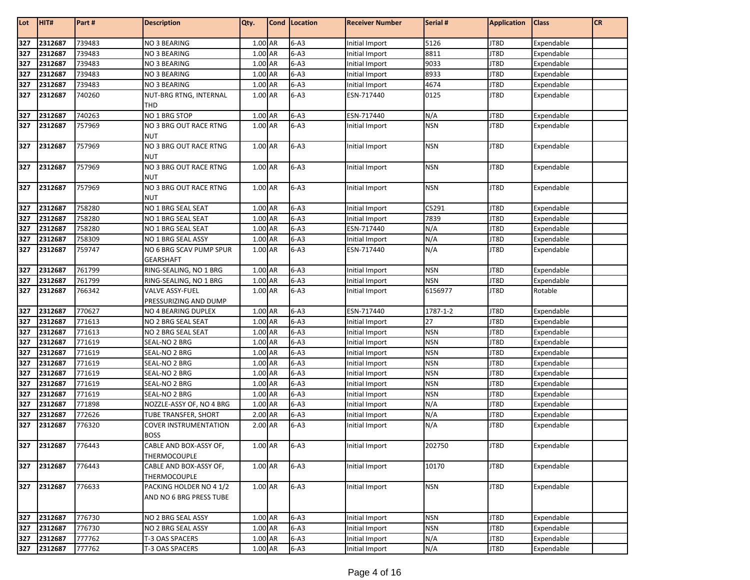| Lot | HIT# | Part # | Description | Qty. | Cond | Location | Receiver Number | Serial # | Application | Class | CR |
|---|---|---|---|---|---|---|---|---|---|---|---|
| 327 | 2312687 | 739483 | NO 3 BEARING | 1.00 | AR | 6-A3 | Initial Import | 5126 | JT8D | Expendable | |
| 327 | 2312687 | 739483 | NO 3 BEARING | 1.00 | AR | 6-A3 | Initial Import | 8811 | JT8D | Expendable | |
| 327 | 2312687 | 739483 | NO 3 BEARING | 1.00 | AR | 6-A3 | Initial Import | 9033 | JT8D | Expendable | |
| 327 | 2312687 | 739483 | NO 3 BEARING | 1.00 | AR | 6-A3 | Initial Import | 8933 | JT8D | Expendable | |
| 327 | 2312687 | 739483 | NO 3 BEARING | 1.00 | AR | 6-A3 | Initial Import | 4674 | JT8D | Expendable | |
| 327 | 2312687 | 740260 | NUT-BRG RTNG, INTERNAL THD | 1.00 | AR | 6-A3 | ESN-717440 | 0125 | JT8D | Expendable | |
| 327 | 2312687 | 740263 | NO 1 BRG STOP | 1.00 | AR | 6-A3 | ESN-717440 | N/A | JT8D | Expendable | |
| 327 | 2312687 | 757969 | NO 3 BRG OUT RACE RTNG NUT | 1.00 | AR | 6-A3 | Initial Import | NSN | JT8D | Expendable | |
| 327 | 2312687 | 757969 | NO 3 BRG OUT RACE RTNG NUT | 1.00 | AR | 6-A3 | Initial Import | NSN | JT8D | Expendable | |
| 327 | 2312687 | 757969 | NO 3 BRG OUT RACE RTNG NUT | 1.00 | AR | 6-A3 | Initial Import | NSN | JT8D | Expendable | |
| 327 | 2312687 | 757969 | NO 3 BRG OUT RACE RTNG NUT | 1.00 | AR | 6-A3 | Initial Import | NSN | JT8D | Expendable | |
| 327 | 2312687 | 758280 | NO 1 BRG SEAL SEAT | 1.00 | AR | 6-A3 | Initial Import | C5291 | JT8D | Expendable | |
| 327 | 2312687 | 758280 | NO 1 BRG SEAL SEAT | 1.00 | AR | 6-A3 | Initial Import | 7839 | JT8D | Expendable | |
| 327 | 2312687 | 758280 | NO 1 BRG SEAL SEAT | 1.00 | AR | 6-A3 | ESN-717440 | N/A | JT8D | Expendable | |
| 327 | 2312687 | 758309 | NO 1 BRG SEAL ASSY | 1.00 | AR | 6-A3 | Initial Import | N/A | JT8D | Expendable | |
| 327 | 2312687 | 759747 | NO 6 BRG SCAV PUMP SPUR GEARSHAFT | 1.00 | AR | 6-A3 | ESN-717440 | N/A | JT8D | Expendable | |
| 327 | 2312687 | 761799 | RING-SEALING, NO 1 BRG | 1.00 | AR | 6-A3 | Initial Import | NSN | JT8D | Expendable | |
| 327 | 2312687 | 761799 | RING-SEALING, NO 1 BRG | 1.00 | AR | 6-A3 | Initial Import | NSN | JT8D | Expendable | |
| 327 | 2312687 | 766342 | VALVE ASSY-FUEL PRESSURIZING AND DUMP | 1.00 | AR | 6-A3 | Initial Import | 6156977 | JT8D | Rotable | |
| 327 | 2312687 | 770627 | NO 4 BEARING DUPLEX | 1.00 | AR | 6-A3 | ESN-717440 | 1787-1-2 | JT8D | Expendable | |
| 327 | 2312687 | 771613 | NO 2 BRG SEAL SEAT | 1.00 | AR | 6-A3 | Initial Import | 27 | JT8D | Expendable | |
| 327 | 2312687 | 771613 | NO 2 BRG SEAL SEAT | 1.00 | AR | 6-A3 | Initial Import | NSN | JT8D | Expendable | |
| 327 | 2312687 | 771619 | SEAL-NO 2 BRG | 1.00 | AR | 6-A3 | Initial Import | NSN | JT8D | Expendable | |
| 327 | 2312687 | 771619 | SEAL-NO 2 BRG | 1.00 | AR | 6-A3 | Initial Import | NSN | JT8D | Expendable | |
| 327 | 2312687 | 771619 | SEAL-NO 2 BRG | 1.00 | AR | 6-A3 | Initial Import | NSN | JT8D | Expendable | |
| 327 | 2312687 | 771619 | SEAL-NO 2 BRG | 1.00 | AR | 6-A3 | Initial Import | NSN | JT8D | Expendable | |
| 327 | 2312687 | 771619 | SEAL-NO 2 BRG | 1.00 | AR | 6-A3 | Initial Import | NSN | JT8D | Expendable | |
| 327 | 2312687 | 771619 | SEAL-NO 2 BRG | 1.00 | AR | 6-A3 | Initial Import | NSN | JT8D | Expendable | |
| 327 | 2312687 | 771898 | NOZZLE-ASSY OF, NO 4 BRG | 1.00 | AR | 6-A3 | Initial Import | N/A | JT8D | Expendable | |
| 327 | 2312687 | 772626 | TUBE TRANSFER, SHORT | 2.00 | AR | 6-A3 | Initial Import | N/A | JT8D | Expendable | |
| 327 | 2312687 | 776320 | COVER INSTRUMENTATION BOSS | 2.00 | AR | 6-A3 | Initial Import | N/A | JT8D | Expendable | |
| 327 | 2312687 | 776443 | CABLE AND BOX-ASSY OF, THERMOCOUPLE | 1.00 | AR | 6-A3 | Initial Import | 202750 | JT8D | Expendable | |
| 327 | 2312687 | 776443 | CABLE AND BOX-ASSY OF, THERMOCOUPLE | 1.00 | AR | 6-A3 | Initial Import | 10170 | JT8D | Expendable | |
| 327 | 2312687 | 776633 | PACKING HOLDER NO 4 1/2 AND NO 6 BRG PRESS TUBE | 1.00 | AR | 6-A3 | Initial Import | NSN | JT8D | Expendable | |
| 327 | 2312687 | 776730 | NO 2 BRG SEAL ASSY | 1.00 | AR | 6-A3 | Initial Import | NSN | JT8D | Expendable | |
| 327 | 2312687 | 776730 | NO 2 BRG SEAL ASSY | 1.00 | AR | 6-A3 | Initial Import | NSN | JT8D | Expendable | |
| 327 | 2312687 | 777762 | T-3 OAS SPACERS | 1.00 | AR | 6-A3 | Initial Import | N/A | JT8D | Expendable | |
| 327 | 2312687 | 777762 | T-3 OAS SPACERS | 1.00 | AR | 6-A3 | Initial Import | N/A | JT8D | Expendable | |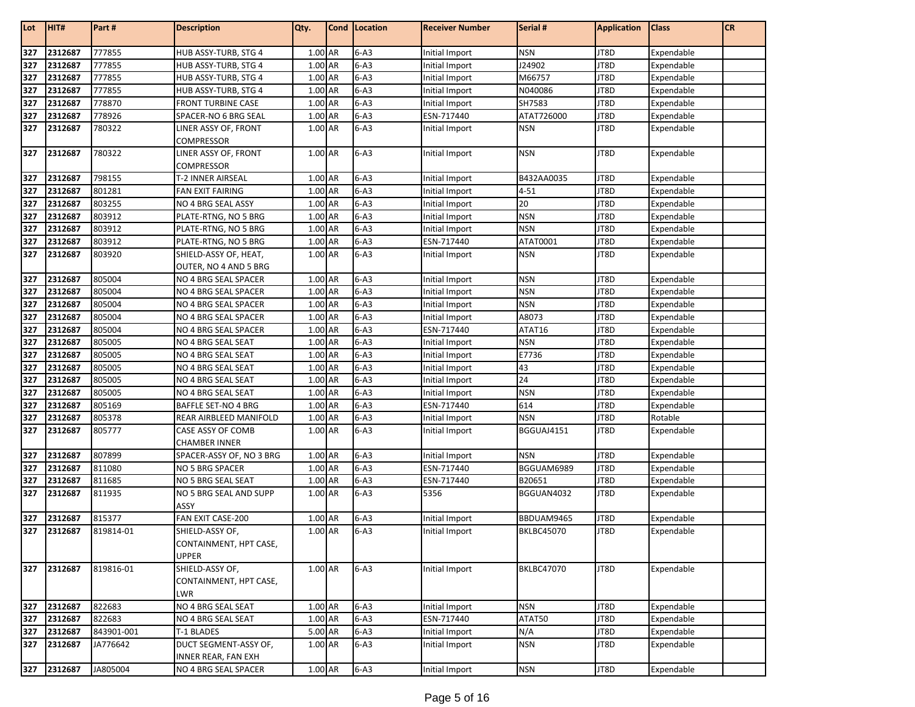| Lot | HIT# | Part # | Description | Qty. | Cond | Location | Receiver Number | Serial # | Application | Class | CR |
|---|---|---|---|---|---|---|---|---|---|---|---|
| 327 | 2312687 | 777855 | HUB ASSY-TURB, STG 4 | 1.00 | AR | 6-A3 | Initial Import | NSN | JT8D | Expendable | |
| 327 | 2312687 | 777855 | HUB ASSY-TURB, STG 4 | 1.00 | AR | 6-A3 | Initial Import | J24902 | JT8D | Expendable | |
| 327 | 2312687 | 777855 | HUB ASSY-TURB, STG 4 | 1.00 | AR | 6-A3 | Initial Import | M66757 | JT8D | Expendable | |
| 327 | 2312687 | 777855 | HUB ASSY-TURB, STG 4 | 1.00 | AR | 6-A3 | Initial Import | N040086 | JT8D | Expendable | |
| 327 | 2312687 | 778870 | FRONT TURBINE CASE | 1.00 | AR | 6-A3 | Initial Import | SH7583 | JT8D | Expendable | |
| 327 | 2312687 | 778926 | SPACER-NO 6 BRG SEAL | 1.00 | AR | 6-A3 | ESN-717440 | ATAT726000 | JT8D | Expendable | |
| 327 | 2312687 | 780322 | LINER ASSY OF, FRONT COMPRESSOR | 1.00 | AR | 6-A3 | Initial Import | NSN | JT8D | Expendable | |
| 327 | 2312687 | 780322 | LINER ASSY OF, FRONT COMPRESSOR | 1.00 | AR | 6-A3 | Initial Import | NSN | JT8D | Expendable | |
| 327 | 2312687 | 798155 | T-2 INNER AIRSEAL | 1.00 | AR | 6-A3 | Initial Import | B432AA0035 | JT8D | Expendable | |
| 327 | 2312687 | 801281 | FAN EXIT FAIRING | 1.00 | AR | 6-A3 | Initial Import | 4-51 | JT8D | Expendable | |
| 327 | 2312687 | 803255 | NO 4 BRG SEAL ASSY | 1.00 | AR | 6-A3 | Initial Import | 20 | JT8D | Expendable | |
| 327 | 2312687 | 803912 | PLATE-RTNG, NO 5 BRG | 1.00 | AR | 6-A3 | Initial Import | NSN | JT8D | Expendable | |
| 327 | 2312687 | 803912 | PLATE-RTNG, NO 5 BRG | 1.00 | AR | 6-A3 | Initial Import | NSN | JT8D | Expendable | |
| 327 | 2312687 | 803912 | PLATE-RTNG, NO 5 BRG | 1.00 | AR | 6-A3 | ESN-717440 | ATAT0001 | JT8D | Expendable | |
| 327 | 2312687 | 803920 | SHIELD-ASSY OF, HEAT, OUTER, NO 4 AND 5 BRG | 1.00 | AR | 6-A3 | Initial Import | NSN | JT8D | Expendable | |
| 327 | 2312687 | 805004 | NO 4 BRG SEAL SPACER | 1.00 | AR | 6-A3 | Initial Import | NSN | JT8D | Expendable | |
| 327 | 2312687 | 805004 | NO 4 BRG SEAL SPACER | 1.00 | AR | 6-A3 | Initial Import | NSN | JT8D | Expendable | |
| 327 | 2312687 | 805004 | NO 4 BRG SEAL SPACER | 1.00 | AR | 6-A3 | Initial Import | NSN | JT8D | Expendable | |
| 327 | 2312687 | 805004 | NO 4 BRG SEAL SPACER | 1.00 | AR | 6-A3 | Initial Import | A8073 | JT8D | Expendable | |
| 327 | 2312687 | 805004 | NO 4 BRG SEAL SPACER | 1.00 | AR | 6-A3 | ESN-717440 | ATAT16 | JT8D | Expendable | |
| 327 | 2312687 | 805005 | NO 4 BRG SEAL SEAT | 1.00 | AR | 6-A3 | Initial Import | NSN | JT8D | Expendable | |
| 327 | 2312687 | 805005 | NO 4 BRG SEAL SEAT | 1.00 | AR | 6-A3 | Initial Import | E7736 | JT8D | Expendable | |
| 327 | 2312687 | 805005 | NO 4 BRG SEAL SEAT | 1.00 | AR | 6-A3 | Initial Import | 43 | JT8D | Expendable | |
| 327 | 2312687 | 805005 | NO 4 BRG SEAL SEAT | 1.00 | AR | 6-A3 | Initial Import | 24 | JT8D | Expendable | |
| 327 | 2312687 | 805005 | NO 4 BRG SEAL SEAT | 1.00 | AR | 6-A3 | Initial Import | NSN | JT8D | Expendable | |
| 327 | 2312687 | 805169 | BAFFLE SET-NO 4 BRG | 1.00 | AR | 6-A3 | ESN-717440 | 614 | JT8D | Expendable | |
| 327 | 2312687 | 805378 | REAR AIRBLEED MANIFOLD | 1.00 | AR | 6-A3 | Initial Import | NSN | JT8D | Rotable | |
| 327 | 2312687 | 805777 | CASE ASSY OF COMB CHAMBER INNER | 1.00 | AR | 6-A3 | Initial Import | BGGUAJ4151 | JT8D | Expendable | |
| 327 | 2312687 | 807899 | SPACER-ASSY OF, NO 3 BRG | 1.00 | AR | 6-A3 | Initial Import | NSN | JT8D | Expendable | |
| 327 | 2312687 | 811080 | NO 5 BRG SPACER | 1.00 | AR | 6-A3 | ESN-717440 | BGGUAM6989 | JT8D | Expendable | |
| 327 | 2312687 | 811685 | NO 5 BRG SEAL SEAT | 1.00 | AR | 6-A3 | ESN-717440 | B20651 | JT8D | Expendable | |
| 327 | 2312687 | 811935 | NO 5 BRG SEAL AND SUPP ASSY | 1.00 | AR | 6-A3 | 5356 | BGGUAN4032 | JT8D | Expendable | |
| 327 | 2312687 | 815377 | FAN EXIT CASE-200 | 1.00 | AR | 6-A3 | Initial Import | BBDUAM9465 | JT8D | Expendable | |
| 327 | 2312687 | 819814-01 | SHIELD-ASSY OF, CONTAINMENT, HPT CASE, UPPER | 1.00 | AR | 6-A3 | Initial Import | BKLBC45070 | JT8D | Expendable | |
| 327 | 2312687 | 819816-01 | SHIELD-ASSY OF, CONTAINMENT, HPT CASE, LWR | 1.00 | AR | 6-A3 | Initial Import | BKLBC47070 | JT8D | Expendable | |
| 327 | 2312687 | 822683 | NO 4 BRG SEAL SEAT | 1.00 | AR | 6-A3 | Initial Import | NSN | JT8D | Expendable | |
| 327 | 2312687 | 822683 | NO 4 BRG SEAL SEAT | 1.00 | AR | 6-A3 | ESN-717440 | ATAT50 | JT8D | Expendable | |
| 327 | 2312687 | 843901-001 | T-1 BLADES | 5.00 | AR | 6-A3 | Initial Import | N/A | JT8D | Expendable | |
| 327 | 2312687 | JA776642 | DUCT SEGMENT-ASSY OF, INNER REAR, FAN EXH | 1.00 | AR | 6-A3 | Initial Import | NSN | JT8D | Expendable | |
| 327 | 2312687 | JA805004 | NO 4 BRG SEAL SPACER | 1.00 | AR | 6-A3 | Initial Import | NSN | JT8D | Expendable | |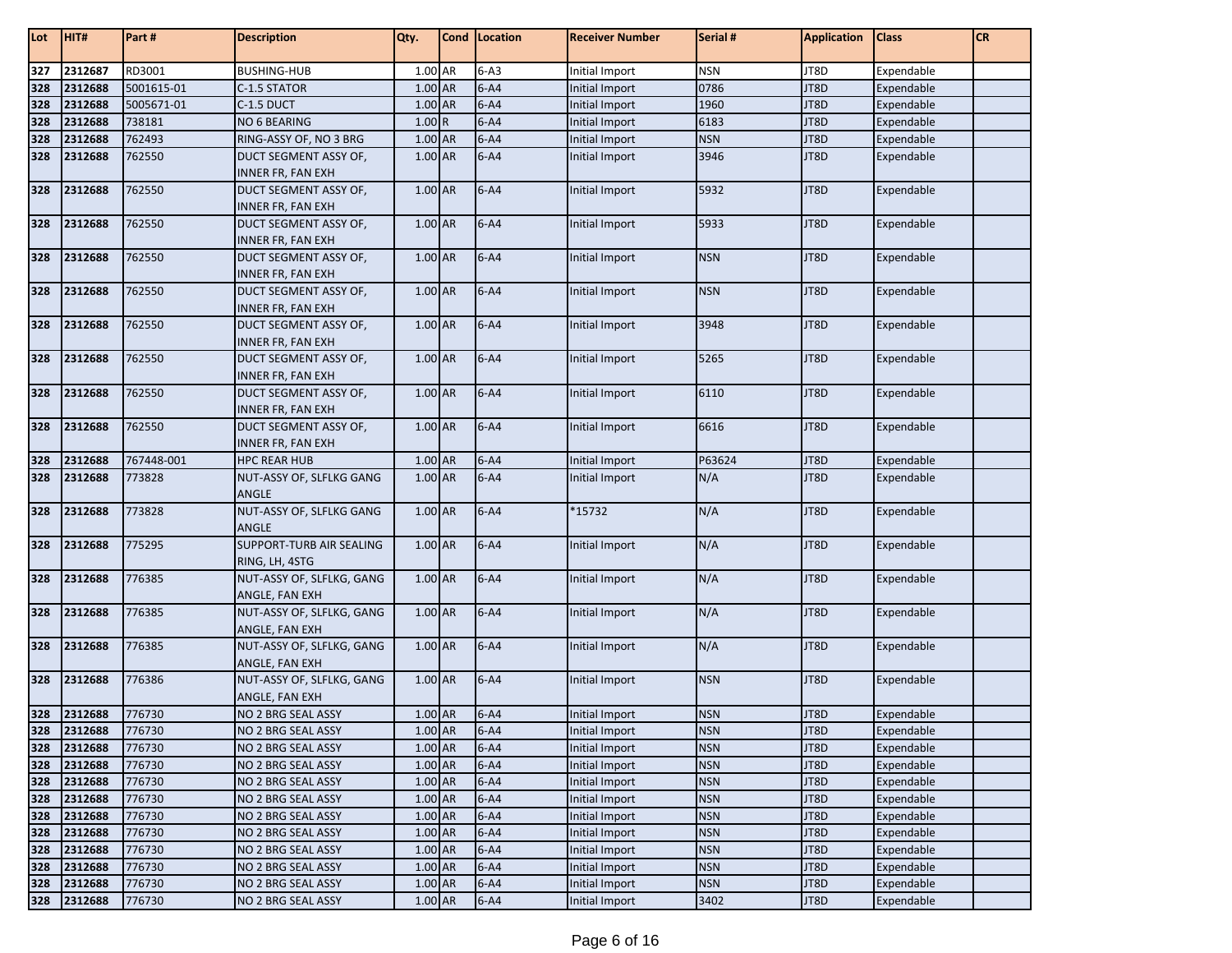| Lot | HIT# | Part # | Description | Qty. | Cond | Location | Receiver Number | Serial # | Application | Class | CR |
|---|---|---|---|---|---|---|---|---|---|---|---|
| 327 | 2312687 | RD3001 | BUSHING-HUB | 1.00 | AR | 6-A3 | Initial Import | NSN | JT8D | Expendable | |
| 328 | 2312688 | 5001615-01 | C-1.5 STATOR | 1.00 | AR | 6-A4 | Initial Import | 0786 | JT8D | Expendable | |
| 328 | 2312688 | 5005671-01 | C-1.5 DUCT | 1.00 | AR | 6-A4 | Initial Import | 1960 | JT8D | Expendable | |
| 328 | 2312688 | 738181 | NO 6 BEARING | 1.00 | R | 6-A4 | Initial Import | 6183 | JT8D | Expendable | |
| 328 | 2312688 | 762493 | RING-ASSY OF, NO 3 BRG | 1.00 | AR | 6-A4 | Initial Import | NSN | JT8D | Expendable | |
| 328 | 2312688 | 762550 | DUCT SEGMENT ASSY OF, INNER FR, FAN EXH | 1.00 | AR | 6-A4 | Initial Import | 3946 | JT8D | Expendable | |
| 328 | 2312688 | 762550 | DUCT SEGMENT ASSY OF, INNER FR, FAN EXH | 1.00 | AR | 6-A4 | Initial Import | 5932 | JT8D | Expendable | |
| 328 | 2312688 | 762550 | DUCT SEGMENT ASSY OF, INNER FR, FAN EXH | 1.00 | AR | 6-A4 | Initial Import | 5933 | JT8D | Expendable | |
| 328 | 2312688 | 762550 | DUCT SEGMENT ASSY OF, INNER FR, FAN EXH | 1.00 | AR | 6-A4 | Initial Import | NSN | JT8D | Expendable | |
| 328 | 2312688 | 762550 | DUCT SEGMENT ASSY OF, INNER FR, FAN EXH | 1.00 | AR | 6-A4 | Initial Import | NSN | JT8D | Expendable | |
| 328 | 2312688 | 762550 | DUCT SEGMENT ASSY OF, INNER FR, FAN EXH | 1.00 | AR | 6-A4 | Initial Import | 3948 | JT8D | Expendable | |
| 328 | 2312688 | 762550 | DUCT SEGMENT ASSY OF, INNER FR, FAN EXH | 1.00 | AR | 6-A4 | Initial Import | 5265 | JT8D | Expendable | |
| 328 | 2312688 | 762550 | DUCT SEGMENT ASSY OF, INNER FR, FAN EXH | 1.00 | AR | 6-A4 | Initial Import | 6110 | JT8D | Expendable | |
| 328 | 2312688 | 762550 | DUCT SEGMENT ASSY OF, INNER FR, FAN EXH | 1.00 | AR | 6-A4 | Initial Import | 6616 | JT8D | Expendable | |
| 328 | 2312688 | 767448-001 | HPC REAR HUB | 1.00 | AR | 6-A4 | Initial Import | P63624 | JT8D | Expendable | |
| 328 | 2312688 | 773828 | NUT-ASSY OF, SLFLKG GANG ANGLE | 1.00 | AR | 6-A4 | Initial Import | N/A | JT8D | Expendable | |
| 328 | 2312688 | 773828 | NUT-ASSY OF, SLFLKG GANG ANGLE | 1.00 | AR | 6-A4 | *15732 | N/A | JT8D | Expendable | |
| 328 | 2312688 | 775295 | SUPPORT-TURB AIR SEALING RING, LH, 4STG | 1.00 | AR | 6-A4 | Initial Import | N/A | JT8D | Expendable | |
| 328 | 2312688 | 776385 | NUT-ASSY OF, SLFLKG, GANG ANGLE, FAN EXH | 1.00 | AR | 6-A4 | Initial Import | N/A | JT8D | Expendable | |
| 328 | 2312688 | 776385 | NUT-ASSY OF, SLFLKG, GANG ANGLE, FAN EXH | 1.00 | AR | 6-A4 | Initial Import | N/A | JT8D | Expendable | |
| 328 | 2312688 | 776385 | NUT-ASSY OF, SLFLKG, GANG ANGLE, FAN EXH | 1.00 | AR | 6-A4 | Initial Import | N/A | JT8D | Expendable | |
| 328 | 2312688 | 776386 | NUT-ASSY OF, SLFLKG, GANG ANGLE, FAN EXH | 1.00 | AR | 6-A4 | Initial Import | NSN | JT8D | Expendable | |
| 328 | 2312688 | 776730 | NO 2 BRG SEAL ASSY | 1.00 | AR | 6-A4 | Initial Import | NSN | JT8D | Expendable | |
| 328 | 2312688 | 776730 | NO 2 BRG SEAL ASSY | 1.00 | AR | 6-A4 | Initial Import | NSN | JT8D | Expendable | |
| 328 | 2312688 | 776730 | NO 2 BRG SEAL ASSY | 1.00 | AR | 6-A4 | Initial Import | NSN | JT8D | Expendable | |
| 328 | 2312688 | 776730 | NO 2 BRG SEAL ASSY | 1.00 | AR | 6-A4 | Initial Import | NSN | JT8D | Expendable | |
| 328 | 2312688 | 776730 | NO 2 BRG SEAL ASSY | 1.00 | AR | 6-A4 | Initial Import | NSN | JT8D | Expendable | |
| 328 | 2312688 | 776730 | NO 2 BRG SEAL ASSY | 1.00 | AR | 6-A4 | Initial Import | NSN | JT8D | Expendable | |
| 328 | 2312688 | 776730 | NO 2 BRG SEAL ASSY | 1.00 | AR | 6-A4 | Initial Import | NSN | JT8D | Expendable | |
| 328 | 2312688 | 776730 | NO 2 BRG SEAL ASSY | 1.00 | AR | 6-A4 | Initial Import | NSN | JT8D | Expendable | |
| 328 | 2312688 | 776730 | NO 2 BRG SEAL ASSY | 1.00 | AR | 6-A4 | Initial Import | NSN | JT8D | Expendable | |
| 328 | 2312688 | 776730 | NO 2 BRG SEAL ASSY | 1.00 | AR | 6-A4 | Initial Import | NSN | JT8D | Expendable | |
| 328 | 2312688 | 776730 | NO 2 BRG SEAL ASSY | 1.00 | AR | 6-A4 | Initial Import | NSN | JT8D | Expendable | |
| 328 | 2312688 | 776730 | NO 2 BRG SEAL ASSY | 1.00 | AR | 6-A4 | Initial Import | 3402 | JT8D | Expendable | |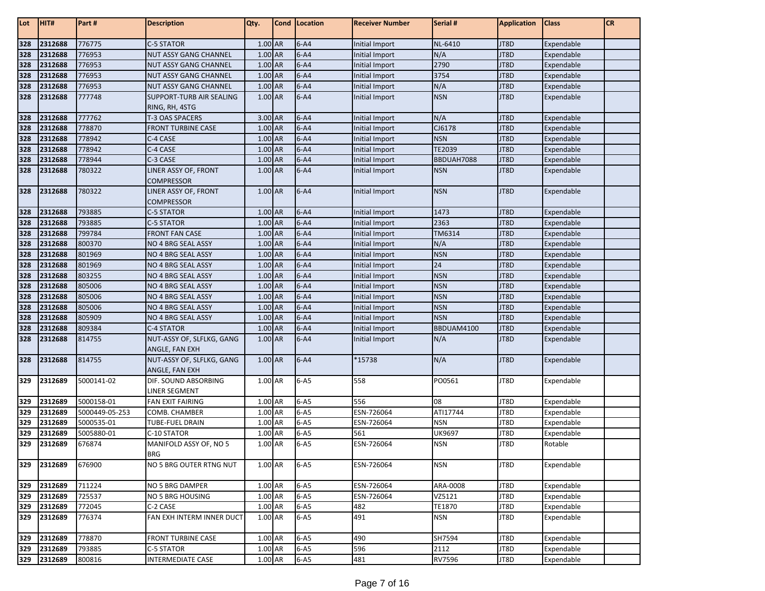| Lot | HIT# | Part # | Description | Qty. | Cond | Location | Receiver Number | Serial # | Application | Class | CR |
|---|---|---|---|---|---|---|---|---|---|---|---|
| 328 | 2312688 | 776775 | C-5 STATOR | 1.00 | AR | 6-A4 | Initial Import | NL-6410 | JT8D | Expendable | |
| 328 | 2312688 | 776953 | NUT ASSY GANG CHANNEL | 1.00 | AR | 6-A4 | Initial Import | N/A | JT8D | Expendable | |
| 328 | 2312688 | 776953 | NUT ASSY GANG CHANNEL | 1.00 | AR | 6-A4 | Initial Import | 2790 | JT8D | Expendable | |
| 328 | 2312688 | 776953 | NUT ASSY GANG CHANNEL | 1.00 | AR | 6-A4 | Initial Import | 3754 | JT8D | Expendable | |
| 328 | 2312688 | 776953 | NUT ASSY GANG CHANNEL | 1.00 | AR | 6-A4 | Initial Import | N/A | JT8D | Expendable | |
| 328 | 2312688 | 777748 | SUPPORT-TURB AIR SEALING RING, RH, 4STG | 1.00 | AR | 6-A4 | Initial Import | NSN | JT8D | Expendable | |
| 328 | 2312688 | 777762 | T-3 OAS SPACERS | 3.00 | AR | 6-A4 | Initial Import | N/A | JT8D | Expendable | |
| 328 | 2312688 | 778870 | FRONT TURBINE CASE | 1.00 | AR | 6-A4 | Initial Import | CJ6178 | JT8D | Expendable | |
| 328 | 2312688 | 778942 | C-4 CASE | 1.00 | AR | 6-A4 | Initial Import | NSN | JT8D | Expendable | |
| 328 | 2312688 | 778942 | C-4 CASE | 1.00 | AR | 6-A4 | Initial Import | TE2039 | JT8D | Expendable | |
| 328 | 2312688 | 778944 | C-3 CASE | 1.00 | AR | 6-A4 | Initial Import | BBDUAH7088 | JT8D | Expendable | |
| 328 | 2312688 | 780322 | LINER ASSY OF, FRONT COMPRESSOR | 1.00 | AR | 6-A4 | Initial Import | NSN | JT8D | Expendable | |
| 328 | 2312688 | 780322 | LINER ASSY OF, FRONT COMPRESSOR | 1.00 | AR | 6-A4 | Initial Import | NSN | JT8D | Expendable | |
| 328 | 2312688 | 793885 | C-5 STATOR | 1.00 | AR | 6-A4 | Initial Import | 1473 | JT8D | Expendable | |
| 328 | 2312688 | 793885 | C-5 STATOR | 1.00 | AR | 6-A4 | Initial Import | 2363 | JT8D | Expendable | |
| 328 | 2312688 | 799784 | FRONT FAN CASE | 1.00 | AR | 6-A4 | Initial Import | TM6314 | JT8D | Expendable | |
| 328 | 2312688 | 800370 | NO 4 BRG SEAL ASSY | 1.00 | AR | 6-A4 | Initial Import | N/A | JT8D | Expendable | |
| 328 | 2312688 | 801969 | NO 4 BRG SEAL ASSY | 1.00 | AR | 6-A4 | Initial Import | NSN | JT8D | Expendable | |
| 328 | 2312688 | 801969 | NO 4 BRG SEAL ASSY | 1.00 | AR | 6-A4 | Initial Import | 24 | JT8D | Expendable | |
| 328 | 2312688 | 803255 | NO 4 BRG SEAL ASSY | 1.00 | AR | 6-A4 | Initial Import | NSN | JT8D | Expendable | |
| 328 | 2312688 | 805006 | NO 4 BRG SEAL ASSY | 1.00 | AR | 6-A4 | Initial Import | NSN | JT8D | Expendable | |
| 328 | 2312688 | 805006 | NO 4 BRG SEAL ASSY | 1.00 | AR | 6-A4 | Initial Import | NSN | JT8D | Expendable | |
| 328 | 2312688 | 805006 | NO 4 BRG SEAL ASSY | 1.00 | AR | 6-A4 | Initial Import | NSN | JT8D | Expendable | |
| 328 | 2312688 | 805909 | NO 4 BRG SEAL ASSY | 1.00 | AR | 6-A4 | Initial Import | NSN | JT8D | Expendable | |
| 328 | 2312688 | 809384 | C-4 STATOR | 1.00 | AR | 6-A4 | Initial Import | BBDUAM4100 | JT8D | Expendable | |
| 328 | 2312688 | 814755 | NUT-ASSY OF, SLFLKG, GANG ANGLE, FAN EXH | 1.00 | AR | 6-A4 | Initial Import | N/A | JT8D | Expendable | |
| 328 | 2312688 | 814755 | NUT-ASSY OF, SLFLKG, GANG ANGLE, FAN EXH | 1.00 | AR | 6-A4 | *15738 | N/A | JT8D | Expendable | |
| 329 | 2312689 | 5000141-02 | DIF. SOUND ABSORBING LINER SEGMENT | 1.00 | AR | 6-A5 | 558 | PO0561 | JT8D | Expendable | |
| 329 | 2312689 | 5000158-01 | FAN EXIT FAIRING | 1.00 | AR | 6-A5 | 556 | 08 | JT8D | Expendable | |
| 329 | 2312689 | 5000449-05-253 | COMB. CHAMBER | 1.00 | AR | 6-A5 | ESN-726064 | ATI17744 | JT8D | Expendable | |
| 329 | 2312689 | 5000535-01 | TUBE-FUEL DRAIN | 1.00 | AR | 6-A5 | ESN-726064 | NSN | JT8D | Expendable | |
| 329 | 2312689 | 5005880-01 | C-10 STATOR | 1.00 | AR | 6-A5 | 561 | UK9697 | JT8D | Expendable | |
| 329 | 2312689 | 676874 | MANIFOLD ASSY OF, NO 5 BRG | 1.00 | AR | 6-A5 | ESN-726064 | NSN | JT8D | Rotable | |
| 329 | 2312689 | 676900 | NO 5 BRG OUTER RTNG NUT | 1.00 | AR | 6-A5 | ESN-726064 | NSN | JT8D | Expendable | |
| 329 | 2312689 | 711224 | NO 5 BRG DAMPER | 1.00 | AR | 6-A5 | ESN-726064 | ARA-0008 | JT8D | Expendable | |
| 329 | 2312689 | 725537 | NO 5 BRG HOUSING | 1.00 | AR | 6-A5 | ESN-726064 | VZ5121 | JT8D | Expendable | |
| 329 | 2312689 | 772045 | C-2 CASE | 1.00 | AR | 6-A5 | 482 | TE1870 | JT8D | Expendable | |
| 329 | 2312689 | 776374 | FAN EXH INTERM INNER DUCT | 1.00 | AR | 6-A5 | 491 | NSN | JT8D | Expendable | |
| 329 | 2312689 | 778870 | FRONT TURBINE CASE | 1.00 | AR | 6-A5 | 490 | SH7594 | JT8D | Expendable | |
| 329 | 2312689 | 793885 | C-5 STATOR | 1.00 | AR | 6-A5 | 596 | 2112 | JT8D | Expendable | |
| 329 | 2312689 | 800816 | INTERMEDIATE CASE | 1.00 | AR | 6-A5 | 481 | RV7596 | JT8D | Expendable | |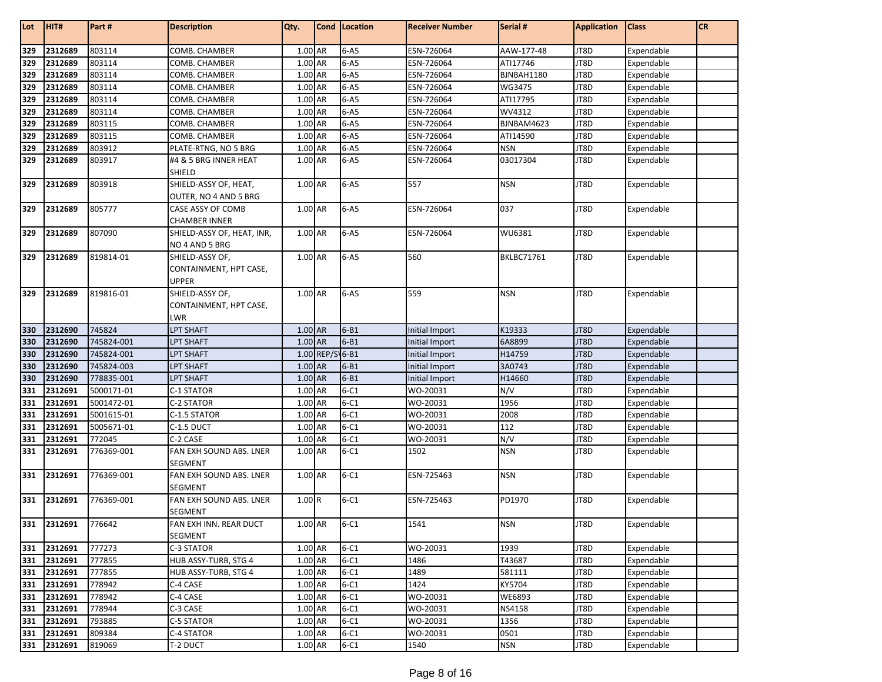| Lot | HIT# | Part # | Description | Qty. | Cond | Location | Receiver Number | Serial # | Application | Class | CR |
|---|---|---|---|---|---|---|---|---|---|---|---|
| 329 | 2312689 | 803114 | COMB. CHAMBER | 1.00 | AR | 6-A5 | ESN-726064 | AAW-177-48 | JT8D | Expendable | |
| 329 | 2312689 | 803114 | COMB. CHAMBER | 1.00 | AR | 6-A5 | ESN-726064 | ATI17746 | JT8D | Expendable | |
| 329 | 2312689 | 803114 | COMB. CHAMBER | 1.00 | AR | 6-A5 | ESN-726064 | BJNBAH1180 | JT8D | Expendable | |
| 329 | 2312689 | 803114 | COMB. CHAMBER | 1.00 | AR | 6-A5 | ESN-726064 | WG3475 | JT8D | Expendable | |
| 329 | 2312689 | 803114 | COMB. CHAMBER | 1.00 | AR | 6-A5 | ESN-726064 | ATI17795 | JT8D | Expendable | |
| 329 | 2312689 | 803114 | COMB. CHAMBER | 1.00 | AR | 6-A5 | ESN-726064 | WV4312 | JT8D | Expendable | |
| 329 | 2312689 | 803115 | COMB. CHAMBER | 1.00 | AR | 6-A5 | ESN-726064 | BJNBAM4623 | JT8D | Expendable | |
| 329 | 2312689 | 803115 | COMB. CHAMBER | 1.00 | AR | 6-A5 | ESN-726064 | ATI14590 | JT8D | Expendable | |
| 329 | 2312689 | 803912 | PLATE-RTNG, NO 5 BRG | 1.00 | AR | 6-A5 | ESN-726064 | NSN | JT8D | Expendable | |
| 329 | 2312689 | 803917 | #4 & 5 BRG INNER HEAT SHIELD | 1.00 | AR | 6-A5 | ESN-726064 | 03017304 | JT8D | Expendable | |
| 329 | 2312689 | 803918 | SHIELD-ASSY OF, HEAT, OUTER, NO 4 AND 5 BRG | 1.00 | AR | 6-A5 | 557 | NSN | JT8D | Expendable | |
| 329 | 2312689 | 805777 | CASE ASSY OF COMB CHAMBER INNER | 1.00 | AR | 6-A5 | ESN-726064 | 037 | JT8D | Expendable | |
| 329 | 2312689 | 807090 | SHIELD-ASSY OF, HEAT, INR, NO 4 AND 5 BRG | 1.00 | AR | 6-A5 | ESN-726064 | WU6381 | JT8D | Expendable | |
| 329 | 2312689 | 819814-01 | SHIELD-ASSY OF, CONTAINMENT, HPT CASE, UPPER | 1.00 | AR | 6-A5 | 560 | BKLBC71761 | JT8D | Expendable | |
| 329 | 2312689 | 819816-01 | SHIELD-ASSY OF, CONTAINMENT, HPT CASE, LWR | 1.00 | AR | 6-A5 | 559 | NSN | JT8D | Expendable | |
| 330 | 2312690 | 745824 | LPT SHAFT | 1.00 | AR | 6-B1 | Initial Import | K19333 | JT8D | Expendable | |
| 330 | 2312690 | 745824-001 | LPT SHAFT | 1.00 | AR | 6-B1 | Initial Import | 6A8899 | JT8D | Expendable | |
| 330 | 2312690 | 745824-001 | LPT SHAFT | 1.00 | REP/SV | 6-B1 | Initial Import | H14759 | JT8D | Expendable | |
| 330 | 2312690 | 745824-003 | LPT SHAFT | 1.00 | AR | 6-B1 | Initial Import | 3A0743 | JT8D | Expendable | |
| 330 | 2312690 | 778835-001 | LPT SHAFT | 1.00 | AR | 6-B1 | Initial Import | H14660 | JT8D | Expendable | |
| 331 | 2312691 | 5000171-01 | C-1 STATOR | 1.00 | AR | 6-C1 | WO-20031 | N/V | JT8D | Expendable | |
| 331 | 2312691 | 5001472-01 | C-2 STATOR | 1.00 | AR | 6-C1 | WO-20031 | 1956 | JT8D | Expendable | |
| 331 | 2312691 | 5001615-01 | C-1.5 STATOR | 1.00 | AR | 6-C1 | WO-20031 | 2008 | JT8D | Expendable | |
| 331 | 2312691 | 5005671-01 | C-1.5 DUCT | 1.00 | AR | 6-C1 | WO-20031 | 112 | JT8D | Expendable | |
| 331 | 2312691 | 772045 | C-2 CASE | 1.00 | AR | 6-C1 | WO-20031 | N/V | JT8D | Expendable | |
| 331 | 2312691 | 776369-001 | FAN EXH SOUND ABS. LNER SEGMENT | 1.00 | AR | 6-C1 | 1502 | NSN | JT8D | Expendable | |
| 331 | 2312691 | 776369-001 | FAN EXH SOUND ABS. LNER SEGMENT | 1.00 | AR | 6-C1 | ESN-725463 | NSN | JT8D | Expendable | |
| 331 | 2312691 | 776369-001 | FAN EXH SOUND ABS. LNER SEGMENT | 1.00 | R | 6-C1 | ESN-725463 | PD1970 | JT8D | Expendable | |
| 331 | 2312691 | 776642 | FAN EXH INN. REAR DUCT SEGMENT | 1.00 | AR | 6-C1 | 1541 | NSN | JT8D | Expendable | |
| 331 | 2312691 | 777273 | C-3 STATOR | 1.00 | AR | 6-C1 | WO-20031 | 1939 | JT8D | Expendable | |
| 331 | 2312691 | 777855 | HUB ASSY-TURB, STG 4 | 1.00 | AR | 6-C1 | 1486 | T43687 | JT8D | Expendable | |
| 331 | 2312691 | 777855 | HUB ASSY-TURB, STG 4 | 1.00 | AR | 6-C1 | 1489 | 581111 | JT8D | Expendable | |
| 331 | 2312691 | 778942 | C-4 CASE | 1.00 | AR | 6-C1 | 1424 | KY5704 | JT8D | Expendable | |
| 331 | 2312691 | 778942 | C-4 CASE | 1.00 | AR | 6-C1 | WO-20031 | WE6893 | JT8D | Expendable | |
| 331 | 2312691 | 778944 | C-3 CASE | 1.00 | AR | 6-C1 | WO-20031 | NS4158 | JT8D | Expendable | |
| 331 | 2312691 | 793885 | C-5 STATOR | 1.00 | AR | 6-C1 | WO-20031 | 1356 | JT8D | Expendable | |
| 331 | 2312691 | 809384 | C-4 STATOR | 1.00 | AR | 6-C1 | WO-20031 | 0501 | JT8D | Expendable | |
| 331 | 2312691 | 819069 | T-2 DUCT | 1.00 | AR | 6-C1 | 1540 | NSN | JT8D | Expendable | |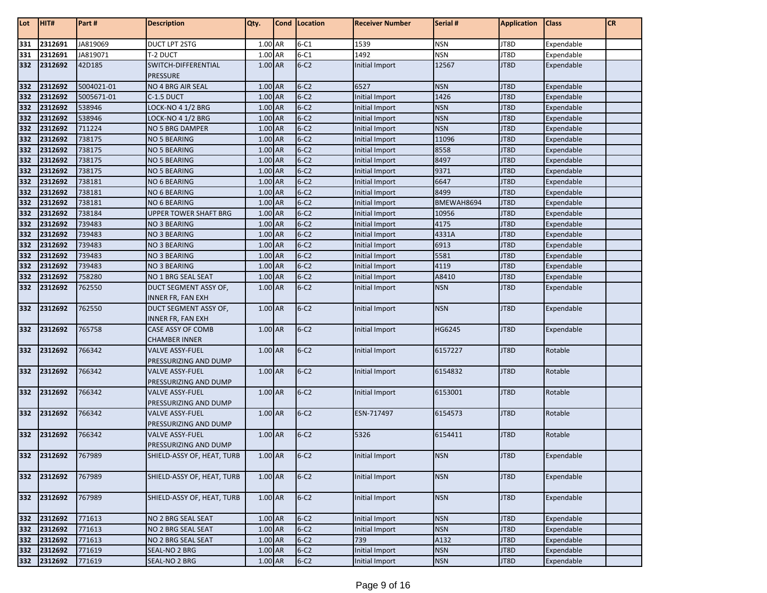| Lot | HIT# | Part # | Description | Qty. | Cond | Location | Receiver Number | Serial # | Application | Class | CR |
|---|---|---|---|---|---|---|---|---|---|---|---|
| 331 | 2312691 | JA819069 | DUCT LPT 2STG | 1.00 | AR | 6-C1 | 1539 | NSN | JT8D | Expendable | |
| 331 | 2312691 | JA819071 | T-2 DUCT | 1.00 | AR | 6-C1 | 1492 | NSN | JT8D | Expendable | |
| 332 | 2312692 | 42D185 | SWITCH-DIFFERENTIAL PRESSURE | 1.00 | AR | 6-C2 | Initial Import | 12567 | JT8D | Expendable | |
| 332 | 2312692 | 5004021-01 | NO 4 BRG AIR SEAL | 1.00 | AR | 6-C2 | 6527 | NSN | JT8D | Expendable | |
| 332 | 2312692 | 5005671-01 | C-1.5 DUCT | 1.00 | AR | 6-C2 | Initial Import | 1426 | JT8D | Expendable | |
| 332 | 2312692 | 538946 | LOCK-NO 4 1/2 BRG | 1.00 | AR | 6-C2 | Initial Import | NSN | JT8D | Expendable | |
| 332 | 2312692 | 538946 | LOCK-NO 4 1/2 BRG | 1.00 | AR | 6-C2 | Initial Import | NSN | JT8D | Expendable | |
| 332 | 2312692 | 711224 | NO 5 BRG DAMPER | 1.00 | AR | 6-C2 | Initial Import | NSN | JT8D | Expendable | |
| 332 | 2312692 | 738175 | NO 5 BEARING | 1.00 | AR | 6-C2 | Initial Import | 11096 | JT8D | Expendable | |
| 332 | 2312692 | 738175 | NO 5 BEARING | 1.00 | AR | 6-C2 | Initial Import | 8558 | JT8D | Expendable | |
| 332 | 2312692 | 738175 | NO 5 BEARING | 1.00 | AR | 6-C2 | Initial Import | 8497 | JT8D | Expendable | |
| 332 | 2312692 | 738175 | NO 5 BEARING | 1.00 | AR | 6-C2 | Initial Import | 9371 | JT8D | Expendable | |
| 332 | 2312692 | 738181 | NO 6 BEARING | 1.00 | AR | 6-C2 | Initial Import | 6647 | JT8D | Expendable | |
| 332 | 2312692 | 738181 | NO 6 BEARING | 1.00 | AR | 6-C2 | Initial Import | 8499 | JT8D | Expendable | |
| 332 | 2312692 | 738181 | NO 6 BEARING | 1.00 | AR | 6-C2 | Initial Import | BMEWAH8694 | JT8D | Expendable | |
| 332 | 2312692 | 738184 | UPPER TOWER SHAFT BRG | 1.00 | AR | 6-C2 | Initial Import | 10956 | JT8D | Expendable | |
| 332 | 2312692 | 739483 | NO 3 BEARING | 1.00 | AR | 6-C2 | Initial Import | 4175 | JT8D | Expendable | |
| 332 | 2312692 | 739483 | NO 3 BEARING | 1.00 | AR | 6-C2 | Initial Import | 4331A | JT8D | Expendable | |
| 332 | 2312692 | 739483 | NO 3 BEARING | 1.00 | AR | 6-C2 | Initial Import | 6913 | JT8D | Expendable | |
| 332 | 2312692 | 739483 | NO 3 BEARING | 1.00 | AR | 6-C2 | Initial Import | 5581 | JT8D | Expendable | |
| 332 | 2312692 | 739483 | NO 3 BEARING | 1.00 | AR | 6-C2 | Initial Import | 4119 | JT8D | Expendable | |
| 332 | 2312692 | 758280 | NO 1 BRG SEAL SEAT | 1.00 | AR | 6-C2 | Initial Import | A8410 | JT8D | Expendable | |
| 332 | 2312692 | 762550 | DUCT SEGMENT ASSY OF, INNER FR, FAN EXH | 1.00 | AR | 6-C2 | Initial Import | NSN | JT8D | Expendable | |
| 332 | 2312692 | 762550 | DUCT SEGMENT ASSY OF, INNER FR, FAN EXH | 1.00 | AR | 6-C2 | Initial Import | NSN | JT8D | Expendable | |
| 332 | 2312692 | 765758 | CASE ASSY OF COMB CHAMBER INNER | 1.00 | AR | 6-C2 | Initial Import | HG6245 | JT8D | Expendable | |
| 332 | 2312692 | 766342 | VALVE ASSY-FUEL PRESSURIZING AND DUMP | 1.00 | AR | 6-C2 | Initial Import | 6157227 | JT8D | Rotable | |
| 332 | 2312692 | 766342 | VALVE ASSY-FUEL PRESSURIZING AND DUMP | 1.00 | AR | 6-C2 | Initial Import | 6154832 | JT8D | Rotable | |
| 332 | 2312692 | 766342 | VALVE ASSY-FUEL PRESSURIZING AND DUMP | 1.00 | AR | 6-C2 | Initial Import | 6153001 | JT8D | Rotable | |
| 332 | 2312692 | 766342 | VALVE ASSY-FUEL PRESSURIZING AND DUMP | 1.00 | AR | 6-C2 | ESN-717497 | 6154573 | JT8D | Rotable | |
| 332 | 2312692 | 766342 | VALVE ASSY-FUEL PRESSURIZING AND DUMP | 1.00 | AR | 6-C2 | 5326 | 6154411 | JT8D | Rotable | |
| 332 | 2312692 | 767989 | SHIELD-ASSY OF, HEAT, TURB | 1.00 | AR | 6-C2 | Initial Import | NSN | JT8D | Expendable | |
| 332 | 2312692 | 767989 | SHIELD-ASSY OF, HEAT, TURB | 1.00 | AR | 6-C2 | Initial Import | NSN | JT8D | Expendable | |
| 332 | 2312692 | 767989 | SHIELD-ASSY OF, HEAT, TURB | 1.00 | AR | 6-C2 | Initial Import | NSN | JT8D | Expendable | |
| 332 | 2312692 | 771613 | NO 2 BRG SEAL SEAT | 1.00 | AR | 6-C2 | Initial Import | NSN | JT8D | Expendable | |
| 332 | 2312692 | 771613 | NO 2 BRG SEAL SEAT | 1.00 | AR | 6-C2 | Initial Import | NSN | JT8D | Expendable | |
| 332 | 2312692 | 771613 | NO 2 BRG SEAL SEAT | 1.00 | AR | 6-C2 | 739 | A132 | JT8D | Expendable | |
| 332 | 2312692 | 771619 | SEAL-NO 2 BRG | 1.00 | AR | 6-C2 | Initial Import | NSN | JT8D | Expendable | |
| 332 | 2312692 | 771619 | SEAL-NO 2 BRG | 1.00 | AR | 6-C2 | Initial Import | NSN | JT8D | Expendable | |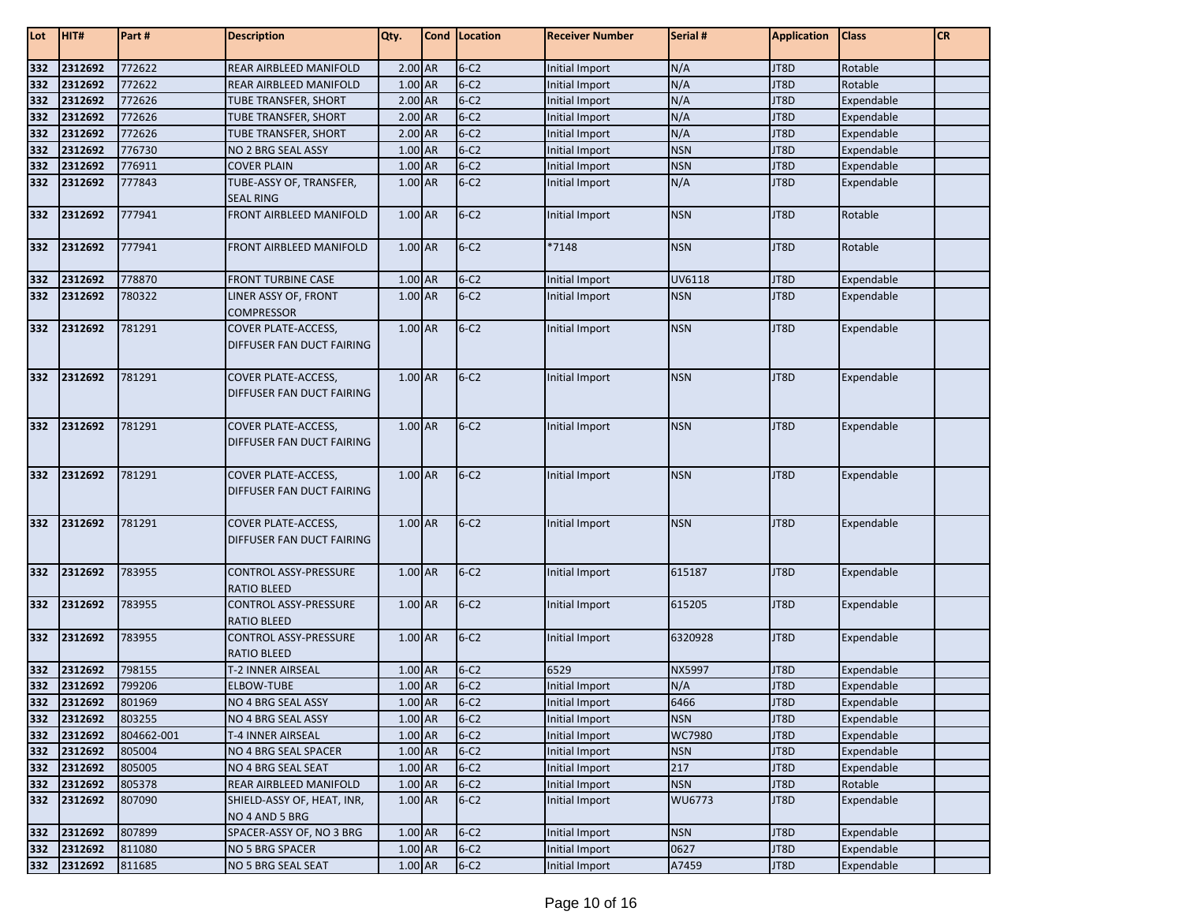| Lot | HIT# | Part # | Description | Qty. | Cond | Location | Receiver Number | Serial # | Application | Class | CR |
|---|---|---|---|---|---|---|---|---|---|---|---|
| 332 | 2312692 | 772622 | REAR AIRBLEED MANIFOLD | 2.00 | AR | 6-C2 | Initial Import | N/A | JT8D | Rotable | |
| 332 | 2312692 | 772622 | REAR AIRBLEED MANIFOLD | 1.00 | AR | 6-C2 | Initial Import | N/A | JT8D | Rotable | |
| 332 | 2312692 | 772626 | TUBE TRANSFER, SHORT | 2.00 | AR | 6-C2 | Initial Import | N/A | JT8D | Expendable | |
| 332 | 2312692 | 772626 | TUBE TRANSFER, SHORT | 2.00 | AR | 6-C2 | Initial Import | N/A | JT8D | Expendable | |
| 332 | 2312692 | 772626 | TUBE TRANSFER, SHORT | 2.00 | AR | 6-C2 | Initial Import | N/A | JT8D | Expendable | |
| 332 | 2312692 | 776730 | NO 2 BRG SEAL ASSY | 1.00 | AR | 6-C2 | Initial Import | NSN | JT8D | Expendable | |
| 332 | 2312692 | 776911 | COVER PLAIN | 1.00 | AR | 6-C2 | Initial Import | NSN | JT8D | Expendable | |
| 332 | 2312692 | 777843 | TUBE-ASSY OF, TRANSFER, SEAL RING | 1.00 | AR | 6-C2 | Initial Import | N/A | JT8D | Expendable | |
| 332 | 2312692 | 777941 | FRONT AIRBLEED MANIFOLD | 1.00 | AR | 6-C2 | Initial Import | NSN | JT8D | Rotable | |
| 332 | 2312692 | 777941 | FRONT AIRBLEED MANIFOLD | 1.00 | AR | 6-C2 | *7148 | NSN | JT8D | Rotable | |
| 332 | 2312692 | 778870 | FRONT TURBINE CASE | 1.00 | AR | 6-C2 | Initial Import | UV6118 | JT8D | Expendable | |
| 332 | 2312692 | 780322 | LINER ASSY OF, FRONT COMPRESSOR | 1.00 | AR | 6-C2 | Initial Import | NSN | JT8D | Expendable | |
| 332 | 2312692 | 781291 | COVER PLATE-ACCESS, DIFFUSER FAN DUCT FAIRING | 1.00 | AR | 6-C2 | Initial Import | NSN | JT8D | Expendable | |
| 332 | 2312692 | 781291 | COVER PLATE-ACCESS, DIFFUSER FAN DUCT FAIRING | 1.00 | AR | 6-C2 | Initial Import | NSN | JT8D | Expendable | |
| 332 | 2312692 | 781291 | COVER PLATE-ACCESS, DIFFUSER FAN DUCT FAIRING | 1.00 | AR | 6-C2 | Initial Import | NSN | JT8D | Expendable | |
| 332 | 2312692 | 781291 | COVER PLATE-ACCESS, DIFFUSER FAN DUCT FAIRING | 1.00 | AR | 6-C2 | Initial Import | NSN | JT8D | Expendable | |
| 332 | 2312692 | 781291 | COVER PLATE-ACCESS, DIFFUSER FAN DUCT FAIRING | 1.00 | AR | 6-C2 | Initial Import | NSN | JT8D | Expendable | |
| 332 | 2312692 | 783955 | CONTROL ASSY-PRESSURE RATIO BLEED | 1.00 | AR | 6-C2 | Initial Import | 615187 | JT8D | Expendable | |
| 332 | 2312692 | 783955 | CONTROL ASSY-PRESSURE RATIO BLEED | 1.00 | AR | 6-C2 | Initial Import | 615205 | JT8D | Expendable | |
| 332 | 2312692 | 783955 | CONTROL ASSY-PRESSURE RATIO BLEED | 1.00 | AR | 6-C2 | Initial Import | 6320928 | JT8D | Expendable | |
| 332 | 2312692 | 798155 | T-2 INNER AIRSEAL | 1.00 | AR | 6-C2 | 6529 | NX5997 | JT8D | Expendable | |
| 332 | 2312692 | 799206 | ELBOW-TUBE | 1.00 | AR | 6-C2 | Initial Import | N/A | JT8D | Expendable | |
| 332 | 2312692 | 801969 | NO 4 BRG SEAL ASSY | 1.00 | AR | 6-C2 | Initial Import | 6466 | JT8D | Expendable | |
| 332 | 2312692 | 803255 | NO 4 BRG SEAL ASSY | 1.00 | AR | 6-C2 | Initial Import | NSN | JT8D | Expendable | |
| 332 | 2312692 | 804662-001 | T-4 INNER AIRSEAL | 1.00 | AR | 6-C2 | Initial Import | WC7980 | JT8D | Expendable | |
| 332 | 2312692 | 805004 | NO 4 BRG SEAL SPACER | 1.00 | AR | 6-C2 | Initial Import | NSN | JT8D | Expendable | |
| 332 | 2312692 | 805005 | NO 4 BRG SEAL SEAT | 1.00 | AR | 6-C2 | Initial Import | 217 | JT8D | Expendable | |
| 332 | 2312692 | 805378 | REAR AIRBLEED MANIFOLD | 1.00 | AR | 6-C2 | Initial Import | NSN | JT8D | Rotable | |
| 332 | 2312692 | 807090 | SHIELD-ASSY OF, HEAT, INR, NO 4 AND 5 BRG | 1.00 | AR | 6-C2 | Initial Import | WU6773 | JT8D | Expendable | |
| 332 | 2312692 | 807899 | SPACER-ASSY OF, NO 3 BRG | 1.00 | AR | 6-C2 | Initial Import | NSN | JT8D | Expendable | |
| 332 | 2312692 | 811080 | NO 5 BRG SPACER | 1.00 | AR | 6-C2 | Initial Import | 0627 | JT8D | Expendable | |
| 332 | 2312692 | 811685 | NO 5 BRG SEAL SEAT | 1.00 | AR | 6-C2 | Initial Import | A7459 | JT8D | Expendable | |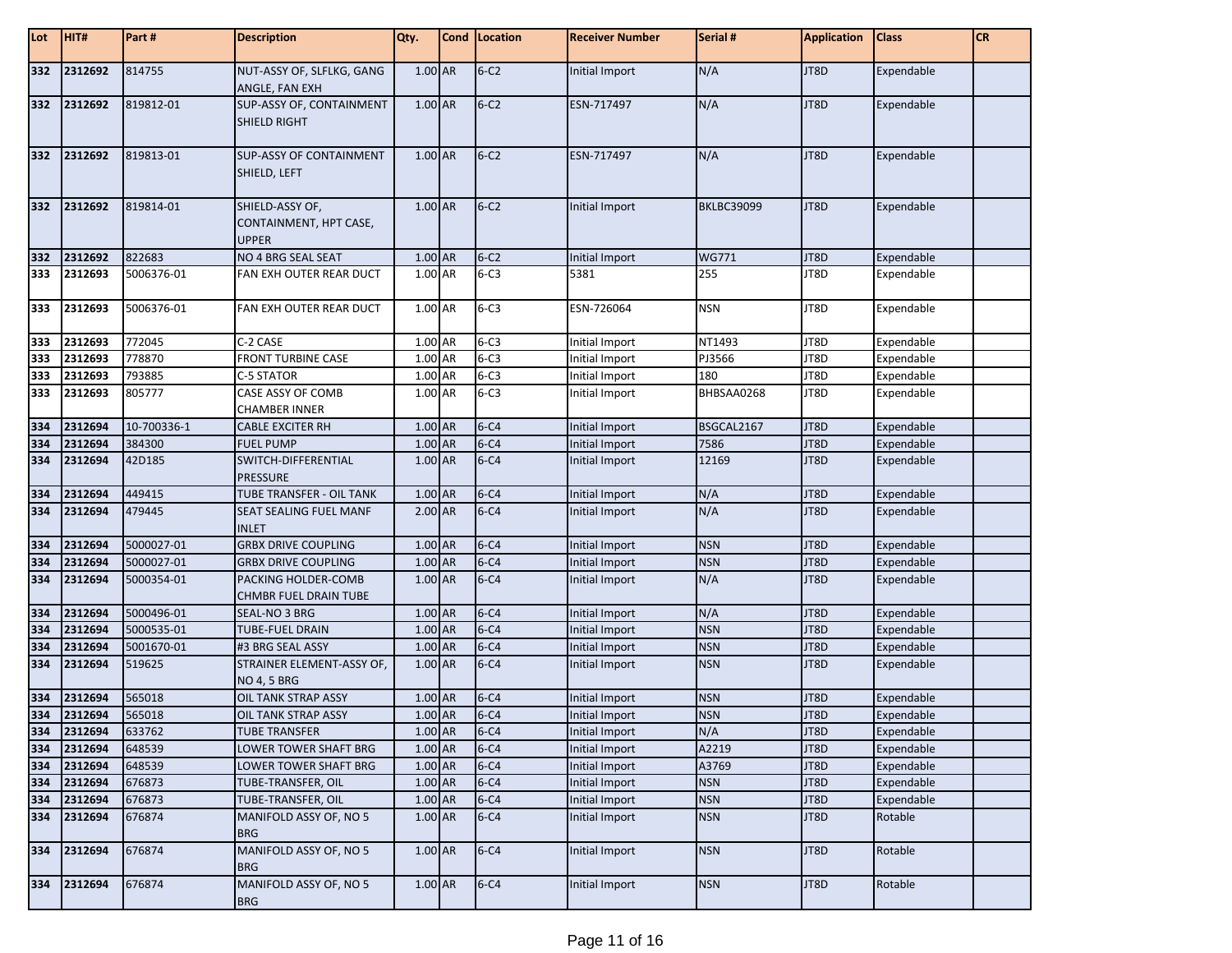| Lot | HIT# | Part # | Description | Qty. | Cond | Location | Receiver Number | Serial # | Application | Class | CR |
|---|---|---|---|---|---|---|---|---|---|---|---|
| 332 | 2312692 | 814755 | NUT-ASSY OF, SLFLKG, GANG ANGLE, FAN EXH | 1.00 | AR | 6-C2 | Initial Import | N/A | JT8D | Expendable | |
| 332 | 2312692 | 819812-01 | SUP-ASSY OF, CONTAINMENT SHIELD RIGHT | 1.00 | AR | 6-C2 | ESN-717497 | N/A | JT8D | Expendable | |
| 332 | 2312692 | 819813-01 | SUP-ASSY OF CONTAINMENT SHIELD, LEFT | 1.00 | AR | 6-C2 | ESN-717497 | N/A | JT8D | Expendable | |
| 332 | 2312692 | 819814-01 | SHIELD-ASSY OF, CONTAINMENT, HPT CASE, UPPER | 1.00 | AR | 6-C2 | Initial Import | BKLBC39099 | JT8D | Expendable | |
| 332 | 2312692 | 822683 | NO 4 BRG SEAL SEAT | 1.00 | AR | 6-C2 | Initial Import | WG771 | JT8D | Expendable | |
| 333 | 2312693 | 5006376-01 | FAN EXH OUTER REAR DUCT | 1.00 | AR | 6-C3 | 5381 | 255 | JT8D | Expendable | |
| 333 | 2312693 | 5006376-01 | FAN EXH OUTER REAR DUCT | 1.00 | AR | 6-C3 | ESN-726064 | NSN | JT8D | Expendable | |
| 333 | 2312693 | 772045 | C-2 CASE | 1.00 | AR | 6-C3 | Initial Import | NT1493 | JT8D | Expendable | |
| 333 | 2312693 | 778870 | FRONT TURBINE CASE | 1.00 | AR | 6-C3 | Initial Import | PJ3566 | JT8D | Expendable | |
| 333 | 2312693 | 793885 | C-5 STATOR | 1.00 | AR | 6-C3 | Initial Import | 180 | JT8D | Expendable | |
| 333 | 2312693 | 805777 | CASE ASSY OF COMB CHAMBER INNER | 1.00 | AR | 6-C3 | Initial Import | BHBSAA0268 | JT8D | Expendable | |
| 334 | 2312694 | 10-700336-1 | CABLE EXCITER RH | 1.00 | AR | 6-C4 | Initial Import | BSGCAL2167 | JT8D | Expendable | |
| 334 | 2312694 | 384300 | FUEL PUMP | 1.00 | AR | 6-C4 | Initial Import | 7586 | JT8D | Expendable | |
| 334 | 2312694 | 42D185 | SWITCH-DIFFERENTIAL PRESSURE | 1.00 | AR | 6-C4 | Initial Import | 12169 | JT8D | Expendable | |
| 334 | 2312694 | 449415 | TUBE TRANSFER - OIL TANK | 1.00 | AR | 6-C4 | Initial Import | N/A | JT8D | Expendable | |
| 334 | 2312694 | 479445 | SEAT SEALING FUEL MANF INLET | 2.00 | AR | 6-C4 | Initial Import | N/A | JT8D | Expendable | |
| 334 | 2312694 | 5000027-01 | GRBX DRIVE COUPLING | 1.00 | AR | 6-C4 | Initial Import | NSN | JT8D | Expendable | |
| 334 | 2312694 | 5000027-01 | GRBX DRIVE COUPLING | 1.00 | AR | 6-C4 | Initial Import | NSN | JT8D | Expendable | |
| 334 | 2312694 | 5000354-01 | PACKING HOLDER-COMB CHMBR FUEL DRAIN TUBE | 1.00 | AR | 6-C4 | Initial Import | N/A | JT8D | Expendable | |
| 334 | 2312694 | 5000496-01 | SEAL-NO 3 BRG | 1.00 | AR | 6-C4 | Initial Import | N/A | JT8D | Expendable | |
| 334 | 2312694 | 5000535-01 | TUBE-FUEL DRAIN | 1.00 | AR | 6-C4 | Initial Import | NSN | JT8D | Expendable | |
| 334 | 2312694 | 5001670-01 | #3 BRG SEAL ASSY | 1.00 | AR | 6-C4 | Initial Import | NSN | JT8D | Expendable | |
| 334 | 2312694 | 519625 | STRAINER ELEMENT-ASSY OF, NO 4, 5 BRG | 1.00 | AR | 6-C4 | Initial Import | NSN | JT8D | Expendable | |
| 334 | 2312694 | 565018 | OIL TANK STRAP ASSY | 1.00 | AR | 6-C4 | Initial Import | NSN | JT8D | Expendable | |
| 334 | 2312694 | 565018 | OIL TANK STRAP ASSY | 1.00 | AR | 6-C4 | Initial Import | NSN | JT8D | Expendable | |
| 334 | 2312694 | 633762 | TUBE TRANSFER | 1.00 | AR | 6-C4 | Initial Import | N/A | JT8D | Expendable | |
| 334 | 2312694 | 648539 | LOWER TOWER SHAFT BRG | 1.00 | AR | 6-C4 | Initial Import | A2219 | JT8D | Expendable | |
| 334 | 2312694 | 648539 | LOWER TOWER SHAFT BRG | 1.00 | AR | 6-C4 | Initial Import | A3769 | JT8D | Expendable | |
| 334 | 2312694 | 676873 | TUBE-TRANSFER, OIL | 1.00 | AR | 6-C4 | Initial Import | NSN | JT8D | Expendable | |
| 334 | 2312694 | 676873 | TUBE-TRANSFER, OIL | 1.00 | AR | 6-C4 | Initial Import | NSN | JT8D | Expendable | |
| 334 | 2312694 | 676874 | MANIFOLD ASSY OF, NO 5 BRG | 1.00 | AR | 6-C4 | Initial Import | NSN | JT8D | Rotable | |
| 334 | 2312694 | 676874 | MANIFOLD ASSY OF, NO 5 BRG | 1.00 | AR | 6-C4 | Initial Import | NSN | JT8D | Rotable | |
| 334 | 2312694 | 676874 | MANIFOLD ASSY OF, NO 5 BRG | 1.00 | AR | 6-C4 | Initial Import | NSN | JT8D | Rotable | |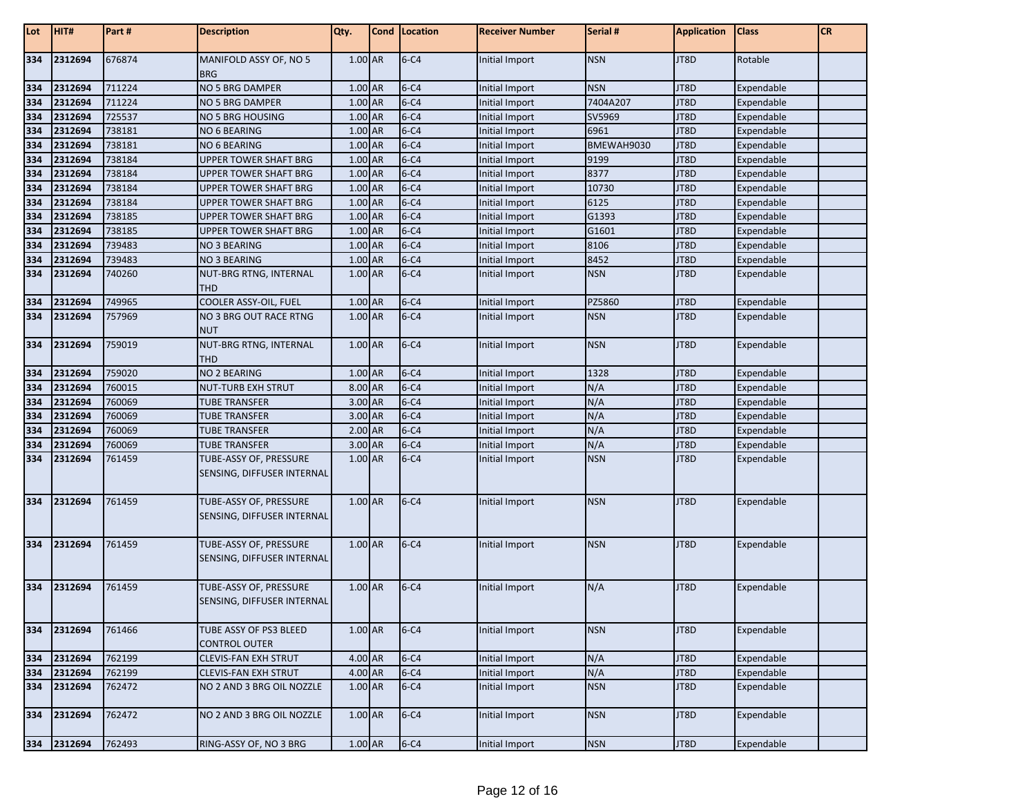| Lot | HIT# | Part # | Description | Qty. | Cond | Location | Receiver Number | Serial # | Application | Class | CR |
|---|---|---|---|---|---|---|---|---|---|---|---|
| 334 | 2312694 | 676874 | MANIFOLD ASSY OF, NO 5 BRG | 1.00 | AR | 6-C4 | Initial Import | NSN | JT8D | Rotable | |
| 334 | 2312694 | 711224 | NO 5 BRG DAMPER | 1.00 | AR | 6-C4 | Initial Import | NSN | JT8D | Expendable | |
| 334 | 2312694 | 711224 | NO 5 BRG DAMPER | 1.00 | AR | 6-C4 | Initial Import | 7404A207 | JT8D | Expendable | |
| 334 | 2312694 | 725537 | NO 5 BRG HOUSING | 1.00 | AR | 6-C4 | Initial Import | SV5969 | JT8D | Expendable | |
| 334 | 2312694 | 738181 | NO 6 BEARING | 1.00 | AR | 6-C4 | Initial Import | 6961 | JT8D | Expendable | |
| 334 | 2312694 | 738181 | NO 6 BEARING | 1.00 | AR | 6-C4 | Initial Import | BMEWAH9030 | JT8D | Expendable | |
| 334 | 2312694 | 738184 | UPPER TOWER SHAFT BRG | 1.00 | AR | 6-C4 | Initial Import | 9199 | JT8D | Expendable | |
| 334 | 2312694 | 738184 | UPPER TOWER SHAFT BRG | 1.00 | AR | 6-C4 | Initial Import | 8377 | JT8D | Expendable | |
| 334 | 2312694 | 738184 | UPPER TOWER SHAFT BRG | 1.00 | AR | 6-C4 | Initial Import | 10730 | JT8D | Expendable | |
| 334 | 2312694 | 738184 | UPPER TOWER SHAFT BRG | 1.00 | AR | 6-C4 | Initial Import | 6125 | JT8D | Expendable | |
| 334 | 2312694 | 738185 | UPPER TOWER SHAFT BRG | 1.00 | AR | 6-C4 | Initial Import | G1393 | JT8D | Expendable | |
| 334 | 2312694 | 738185 | UPPER TOWER SHAFT BRG | 1.00 | AR | 6-C4 | Initial Import | G1601 | JT8D | Expendable | |
| 334 | 2312694 | 739483 | NO 3 BEARING | 1.00 | AR | 6-C4 | Initial Import | 8106 | JT8D | Expendable | |
| 334 | 2312694 | 739483 | NO 3 BEARING | 1.00 | AR | 6-C4 | Initial Import | 8452 | JT8D | Expendable | |
| 334 | 2312694 | 740260 | NUT-BRG RTNG, INTERNAL THD | 1.00 | AR | 6-C4 | Initial Import | NSN | JT8D | Expendable | |
| 334 | 2312694 | 749965 | COOLER ASSY-OIL, FUEL | 1.00 | AR | 6-C4 | Initial Import | PZ5860 | JT8D | Expendable | |
| 334 | 2312694 | 757969 | NO 3 BRG OUT RACE RTNG NUT | 1.00 | AR | 6-C4 | Initial Import | NSN | JT8D | Expendable | |
| 334 | 2312694 | 759019 | NUT-BRG RTNG, INTERNAL THD | 1.00 | AR | 6-C4 | Initial Import | NSN | JT8D | Expendable | |
| 334 | 2312694 | 759020 | NO 2 BEARING | 1.00 | AR | 6-C4 | Initial Import | 1328 | JT8D | Expendable | |
| 334 | 2312694 | 760015 | NUT-TURB EXH STRUT | 8.00 | AR | 6-C4 | Initial Import | N/A | JT8D | Expendable | |
| 334 | 2312694 | 760069 | TUBE TRANSFER | 3.00 | AR | 6-C4 | Initial Import | N/A | JT8D | Expendable | |
| 334 | 2312694 | 760069 | TUBE TRANSFER | 3.00 | AR | 6-C4 | Initial Import | N/A | JT8D | Expendable | |
| 334 | 2312694 | 760069 | TUBE TRANSFER | 2.00 | AR | 6-C4 | Initial Import | N/A | JT8D | Expendable | |
| 334 | 2312694 | 760069 | TUBE TRANSFER | 3.00 | AR | 6-C4 | Initial Import | N/A | JT8D | Expendable | |
| 334 | 2312694 | 761459 | TUBE-ASSY OF, PRESSURE SENSING, DIFFUSER INTERNAL | 1.00 | AR | 6-C4 | Initial Import | NSN | JT8D | Expendable | |
| 334 | 2312694 | 761459 | TUBE-ASSY OF, PRESSURE SENSING, DIFFUSER INTERNAL | 1.00 | AR | 6-C4 | Initial Import | NSN | JT8D | Expendable | |
| 334 | 2312694 | 761459 | TUBE-ASSY OF, PRESSURE SENSING, DIFFUSER INTERNAL | 1.00 | AR | 6-C4 | Initial Import | NSN | JT8D | Expendable | |
| 334 | 2312694 | 761459 | TUBE-ASSY OF, PRESSURE SENSING, DIFFUSER INTERNAL | 1.00 | AR | 6-C4 | Initial Import | N/A | JT8D | Expendable | |
| 334 | 2312694 | 761466 | TUBE ASSY OF PS3 BLEED CONTROL OUTER | 1.00 | AR | 6-C4 | Initial Import | NSN | JT8D | Expendable | |
| 334 | 2312694 | 762199 | CLEVIS-FAN EXH STRUT | 4.00 | AR | 6-C4 | Initial Import | N/A | JT8D | Expendable | |
| 334 | 2312694 | 762199 | CLEVIS-FAN EXH STRUT | 4.00 | AR | 6-C4 | Initial Import | N/A | JT8D | Expendable | |
| 334 | 2312694 | 762472 | NO 2 AND 3 BRG OIL NOZZLE | 1.00 | AR | 6-C4 | Initial Import | NSN | JT8D | Expendable | |
| 334 | 2312694 | 762472 | NO 2 AND 3 BRG OIL NOZZLE | 1.00 | AR | 6-C4 | Initial Import | NSN | JT8D | Expendable | |
| 334 | 2312694 | 762493 | RING-ASSY OF, NO 3 BRG | 1.00 | AR | 6-C4 | Initial Import | NSN | JT8D | Expendable | |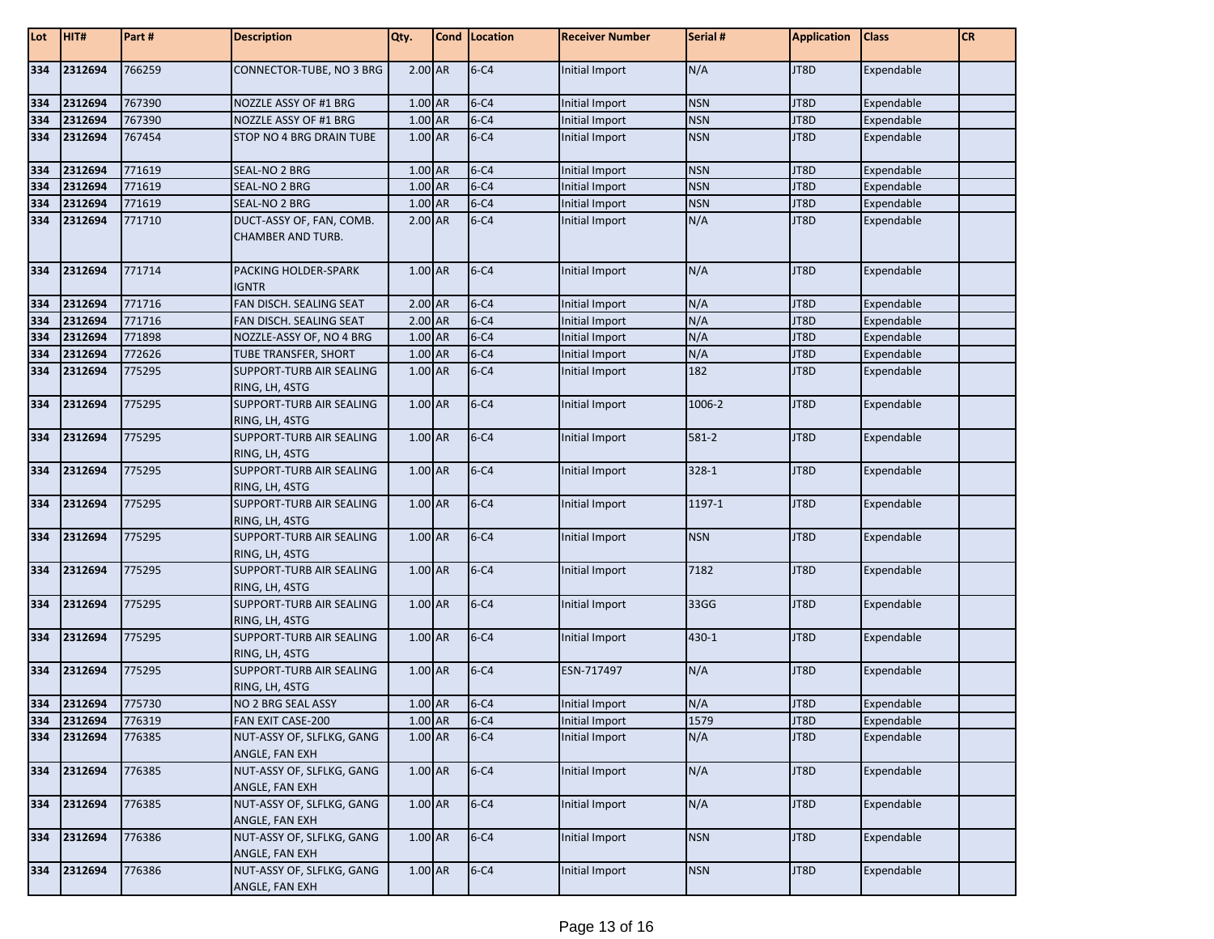| Lot | HIT# | Part # | Description | Qty. | Cond | Location | Receiver Number | Serial # | Application | Class | CR |
|---|---|---|---|---|---|---|---|---|---|---|---|
| 334 | 2312694 | 766259 | CONNECTOR-TUBE, NO 3 BRG | 2.00 | AR | 6-C4 | Initial Import | N/A | JT8D | Expendable | |
| 334 | 2312694 | 767390 | NOZZLE ASSY OF #1 BRG | 1.00 | AR | 6-C4 | Initial Import | NSN | JT8D | Expendable | |
| 334 | 2312694 | 767390 | NOZZLE ASSY OF #1 BRG | 1.00 | AR | 6-C4 | Initial Import | NSN | JT8D | Expendable | |
| 334 | 2312694 | 767454 | STOP NO 4 BRG DRAIN TUBE | 1.00 | AR | 6-C4 | Initial Import | NSN | JT8D | Expendable | |
| 334 | 2312694 | 771619 | SEAL-NO 2 BRG | 1.00 | AR | 6-C4 | Initial Import | NSN | JT8D | Expendable | |
| 334 | 2312694 | 771619 | SEAL-NO 2 BRG | 1.00 | AR | 6-C4 | Initial Import | NSN | JT8D | Expendable | |
| 334 | 2312694 | 771619 | SEAL-NO 2 BRG | 1.00 | AR | 6-C4 | Initial Import | NSN | JT8D | Expendable | |
| 334 | 2312694 | 771710 | DUCT-ASSY OF, FAN, COMB. CHAMBER AND TURB. | 2.00 | AR | 6-C4 | Initial Import | N/A | JT8D | Expendable | |
| 334 | 2312694 | 771714 | PACKING HOLDER-SPARK IGNTR | 1.00 | AR | 6-C4 | Initial Import | N/A | JT8D | Expendable | |
| 334 | 2312694 | 771716 | FAN DISCH. SEALING SEAT | 2.00 | AR | 6-C4 | Initial Import | N/A | JT8D | Expendable | |
| 334 | 2312694 | 771716 | FAN DISCH. SEALING SEAT | 2.00 | AR | 6-C4 | Initial Import | N/A | JT8D | Expendable | |
| 334 | 2312694 | 771898 | NOZZLE-ASSY OF, NO 4 BRG | 1.00 | AR | 6-C4 | Initial Import | N/A | JT8D | Expendable | |
| 334 | 2312694 | 772626 | TUBE TRANSFER, SHORT | 1.00 | AR | 6-C4 | Initial Import | N/A | JT8D | Expendable | |
| 334 | 2312694 | 775295 | SUPPORT-TURB AIR SEALING RING, LH, 4STG | 1.00 | AR | 6-C4 | Initial Import | 182 | JT8D | Expendable | |
| 334 | 2312694 | 775295 | SUPPORT-TURB AIR SEALING RING, LH, 4STG | 1.00 | AR | 6-C4 | Initial Import | 1006-2 | JT8D | Expendable | |
| 334 | 2312694 | 775295 | SUPPORT-TURB AIR SEALING RING, LH, 4STG | 1.00 | AR | 6-C4 | Initial Import | 581-2 | JT8D | Expendable | |
| 334 | 2312694 | 775295 | SUPPORT-TURB AIR SEALING RING, LH, 4STG | 1.00 | AR | 6-C4 | Initial Import | 328-1 | JT8D | Expendable | |
| 334 | 2312694 | 775295 | SUPPORT-TURB AIR SEALING RING, LH, 4STG | 1.00 | AR | 6-C4 | Initial Import | 1197-1 | JT8D | Expendable | |
| 334 | 2312694 | 775295 | SUPPORT-TURB AIR SEALING RING, LH, 4STG | 1.00 | AR | 6-C4 | Initial Import | NSN | JT8D | Expendable | |
| 334 | 2312694 | 775295 | SUPPORT-TURB AIR SEALING RING, LH, 4STG | 1.00 | AR | 6-C4 | Initial Import | 7182 | JT8D | Expendable | |
| 334 | 2312694 | 775295 | SUPPORT-TURB AIR SEALING RING, LH, 4STG | 1.00 | AR | 6-C4 | Initial Import | 33GG | JT8D | Expendable | |
| 334 | 2312694 | 775295 | SUPPORT-TURB AIR SEALING RING, LH, 4STG | 1.00 | AR | 6-C4 | Initial Import | 430-1 | JT8D | Expendable | |
| 334 | 2312694 | 775295 | SUPPORT-TURB AIR SEALING RING, LH, 4STG | 1.00 | AR | 6-C4 | ESN-717497 | N/A | JT8D | Expendable | |
| 334 | 2312694 | 775730 | NO 2 BRG SEAL ASSY | 1.00 | AR | 6-C4 | Initial Import | N/A | JT8D | Expendable | |
| 334 | 2312694 | 776319 | FAN EXIT CASE-200 | 1.00 | AR | 6-C4 | Initial Import | 1579 | JT8D | Expendable | |
| 334 | 2312694 | 776385 | NUT-ASSY OF, SLFLKG, GANG ANGLE, FAN EXH | 1.00 | AR | 6-C4 | Initial Import | N/A | JT8D | Expendable | |
| 334 | 2312694 | 776385 | NUT-ASSY OF, SLFLKG, GANG ANGLE, FAN EXH | 1.00 | AR | 6-C4 | Initial Import | N/A | JT8D | Expendable | |
| 334 | 2312694 | 776385 | NUT-ASSY OF, SLFLKG, GANG ANGLE, FAN EXH | 1.00 | AR | 6-C4 | Initial Import | N/A | JT8D | Expendable | |
| 334 | 2312694 | 776386 | NUT-ASSY OF, SLFLKG, GANG ANGLE, FAN EXH | 1.00 | AR | 6-C4 | Initial Import | NSN | JT8D | Expendable | |
| 334 | 2312694 | 776386 | NUT-ASSY OF, SLFLKG, GANG ANGLE, FAN EXH | 1.00 | AR | 6-C4 | Initial Import | NSN | JT8D | Expendable | |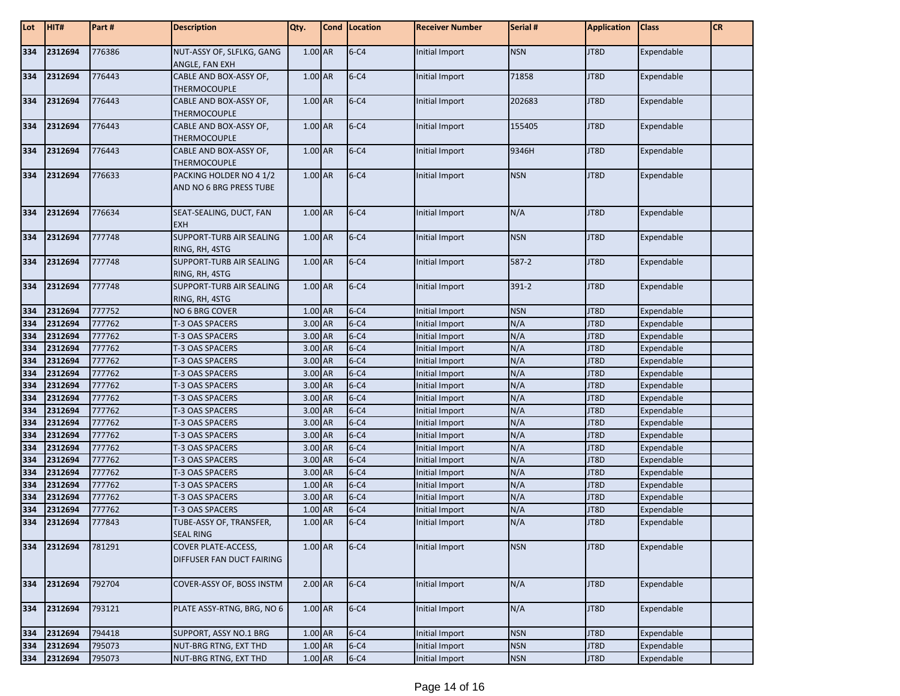| Lot | HIT# | Part # | Description | Qty. | Cond | Location | Receiver Number | Serial # | Application | Class | CR |
|---|---|---|---|---|---|---|---|---|---|---|---|
| 334 | 2312694 | 776386 | NUT-ASSY OF, SLFLKG, GANG ANGLE, FAN EXH | 1.00 | AR | 6-C4 | Initial Import | NSN | JT8D | Expendable | |
| 334 | 2312694 | 776443 | CABLE AND BOX-ASSY OF, THERMOCOUPLE | 1.00 | AR | 6-C4 | Initial Import | 71858 | JT8D | Expendable | |
| 334 | 2312694 | 776443 | CABLE AND BOX-ASSY OF, THERMOCOUPLE | 1.00 | AR | 6-C4 | Initial Import | 202683 | JT8D | Expendable | |
| 334 | 2312694 | 776443 | CABLE AND BOX-ASSY OF, THERMOCOUPLE | 1.00 | AR | 6-C4 | Initial Import | 155405 | JT8D | Expendable | |
| 334 | 2312694 | 776443 | CABLE AND BOX-ASSY OF, THERMOCOUPLE | 1.00 | AR | 6-C4 | Initial Import | 9346H | JT8D | Expendable | |
| 334 | 2312694 | 776633 | PACKING HOLDER NO 4 1/2 AND NO 6 BRG PRESS TUBE | 1.00 | AR | 6-C4 | Initial Import | NSN | JT8D | Expendable | |
| 334 | 2312694 | 776634 | SEAT-SEALING, DUCT, FAN EXH | 1.00 | AR | 6-C4 | Initial Import | N/A | JT8D | Expendable | |
| 334 | 2312694 | 777748 | SUPPORT-TURB AIR SEALING RING, RH, 4STG | 1.00 | AR | 6-C4 | Initial Import | NSN | JT8D | Expendable | |
| 334 | 2312694 | 777748 | SUPPORT-TURB AIR SEALING RING, RH, 4STG | 1.00 | AR | 6-C4 | Initial Import | 587-2 | JT8D | Expendable | |
| 334 | 2312694 | 777748 | SUPPORT-TURB AIR SEALING RING, RH, 4STG | 1.00 | AR | 6-C4 | Initial Import | 391-2 | JT8D | Expendable | |
| 334 | 2312694 | 777752 | NO 6 BRG COVER | 1.00 | AR | 6-C4 | Initial Import | NSN | JT8D | Expendable | |
| 334 | 2312694 | 777762 | T-3 OAS SPACERS | 3.00 | AR | 6-C4 | Initial Import | N/A | JT8D | Expendable | |
| 334 | 2312694 | 777762 | T-3 OAS SPACERS | 3.00 | AR | 6-C4 | Initial Import | N/A | JT8D | Expendable | |
| 334 | 2312694 | 777762 | T-3 OAS SPACERS | 3.00 | AR | 6-C4 | Initial Import | N/A | JT8D | Expendable | |
| 334 | 2312694 | 777762 | T-3 OAS SPACERS | 3.00 | AR | 6-C4 | Initial Import | N/A | JT8D | Expendable | |
| 334 | 2312694 | 777762 | T-3 OAS SPACERS | 3.00 | AR | 6-C4 | Initial Import | N/A | JT8D | Expendable | |
| 334 | 2312694 | 777762 | T-3 OAS SPACERS | 3.00 | AR | 6-C4 | Initial Import | N/A | JT8D | Expendable | |
| 334 | 2312694 | 777762 | T-3 OAS SPACERS | 3.00 | AR | 6-C4 | Initial Import | N/A | JT8D | Expendable | |
| 334 | 2312694 | 777762 | T-3 OAS SPACERS | 3.00 | AR | 6-C4 | Initial Import | N/A | JT8D | Expendable | |
| 334 | 2312694 | 777762 | T-3 OAS SPACERS | 3.00 | AR | 6-C4 | Initial Import | N/A | JT8D | Expendable | |
| 334 | 2312694 | 777762 | T-3 OAS SPACERS | 3.00 | AR | 6-C4 | Initial Import | N/A | JT8D | Expendable | |
| 334 | 2312694 | 777762 | T-3 OAS SPACERS | 3.00 | AR | 6-C4 | Initial Import | N/A | JT8D | Expendable | |
| 334 | 2312694 | 777762 | T-3 OAS SPACERS | 3.00 | AR | 6-C4 | Initial Import | N/A | JT8D | Expendable | |
| 334 | 2312694 | 777762 | T-3 OAS SPACERS | 3.00 | AR | 6-C4 | Initial Import | N/A | JT8D | Expendable | |
| 334 | 2312694 | 777762 | T-3 OAS SPACERS | 1.00 | AR | 6-C4 | Initial Import | N/A | JT8D | Expendable | |
| 334 | 2312694 | 777762 | T-3 OAS SPACERS | 3.00 | AR | 6-C4 | Initial Import | N/A | JT8D | Expendable | |
| 334 | 2312694 | 777762 | T-3 OAS SPACERS | 1.00 | AR | 6-C4 | Initial Import | N/A | JT8D | Expendable | |
| 334 | 2312694 | 777843 | TUBE-ASSY OF, TRANSFER, SEAL RING | 1.00 | AR | 6-C4 | Initial Import | N/A | JT8D | Expendable | |
| 334 | 2312694 | 781291 | COVER PLATE-ACCESS, DIFFUSER FAN DUCT FAIRING | 1.00 | AR | 6-C4 | Initial Import | NSN | JT8D | Expendable | |
| 334 | 2312694 | 792704 | COVER-ASSY OF, BOSS INSTM | 2.00 | AR | 6-C4 | Initial Import | N/A | JT8D | Expendable | |
| 334 | 2312694 | 793121 | PLATE ASSY-RTNG, BRG, NO 6 | 1.00 | AR | 6-C4 | Initial Import | N/A | JT8D | Expendable | |
| 334 | 2312694 | 794418 | SUPPORT, ASSY NO.1 BRG | 1.00 | AR | 6-C4 | Initial Import | NSN | JT8D | Expendable | |
| 334 | 2312694 | 795073 | NUT-BRG RTNG, EXT THD | 1.00 | AR | 6-C4 | Initial Import | NSN | JT8D | Expendable | |
| 334 | 2312694 | 795073 | NUT-BRG RTNG, EXT THD | 1.00 | AR | 6-C4 | Initial Import | NSN | JT8D | Expendable | |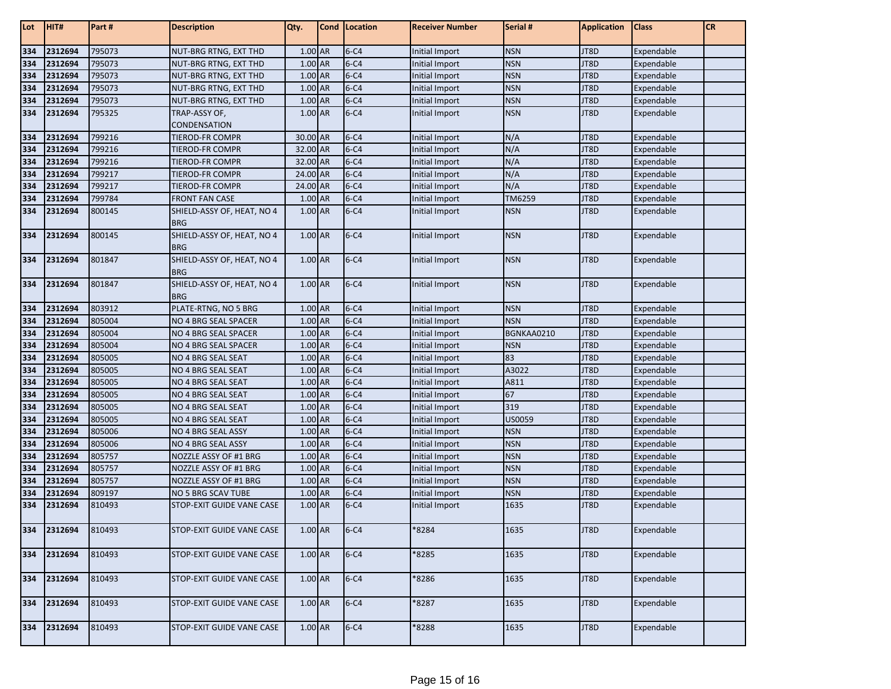| Lot | HIT# | Part # | Description | Qty. | Cond | Location | Receiver Number | Serial # | Application | Class | CR |
|---|---|---|---|---|---|---|---|---|---|---|---|
| 334 | 2312694 | 795073 | NUT-BRG RTNG, EXT THD | 1.00 | AR | 6-C4 | Initial Import | NSN | JT8D | Expendable | |
| 334 | 2312694 | 795073 | NUT-BRG RTNG, EXT THD | 1.00 | AR | 6-C4 | Initial Import | NSN | JT8D | Expendable | |
| 334 | 2312694 | 795073 | NUT-BRG RTNG, EXT THD | 1.00 | AR | 6-C4 | Initial Import | NSN | JT8D | Expendable | |
| 334 | 2312694 | 795073 | NUT-BRG RTNG, EXT THD | 1.00 | AR | 6-C4 | Initial Import | NSN | JT8D | Expendable | |
| 334 | 2312694 | 795073 | NUT-BRG RTNG, EXT THD | 1.00 | AR | 6-C4 | Initial Import | NSN | JT8D | Expendable | |
| 334 | 2312694 | 795325 | TRAP-ASSY OF, CONDENSATION | 1.00 | AR | 6-C4 | Initial Import | NSN | JT8D | Expendable | |
| 334 | 2312694 | 799216 | TIEROD-FR COMPR | 30.00 | AR | 6-C4 | Initial Import | N/A | JT8D | Expendable | |
| 334 | 2312694 | 799216 | TIEROD-FR COMPR | 32.00 | AR | 6-C4 | Initial Import | N/A | JT8D | Expendable | |
| 334 | 2312694 | 799216 | TIEROD-FR COMPR | 32.00 | AR | 6-C4 | Initial Import | N/A | JT8D | Expendable | |
| 334 | 2312694 | 799217 | TIEROD-FR COMPR | 24.00 | AR | 6-C4 | Initial Import | N/A | JT8D | Expendable | |
| 334 | 2312694 | 799217 | TIEROD-FR COMPR | 24.00 | AR | 6-C4 | Initial Import | N/A | JT8D | Expendable | |
| 334 | 2312694 | 799784 | FRONT FAN CASE | 1.00 | AR | 6-C4 | Initial Import | TM6259 | JT8D | Expendable | |
| 334 | 2312694 | 800145 | SHIELD-ASSY OF, HEAT, NO 4 BRG | 1.00 | AR | 6-C4 | Initial Import | NSN | JT8D | Expendable | |
| 334 | 2312694 | 800145 | SHIELD-ASSY OF, HEAT, NO 4 BRG | 1.00 | AR | 6-C4 | Initial Import | NSN | JT8D | Expendable | |
| 334 | 2312694 | 801847 | SHIELD-ASSY OF, HEAT, NO 4 BRG | 1.00 | AR | 6-C4 | Initial Import | NSN | JT8D | Expendable | |
| 334 | 2312694 | 801847 | SHIELD-ASSY OF, HEAT, NO 4 BRG | 1.00 | AR | 6-C4 | Initial Import | NSN | JT8D | Expendable | |
| 334 | 2312694 | 803912 | PLATE-RTNG, NO 5 BRG | 1.00 | AR | 6-C4 | Initial Import | NSN | JT8D | Expendable | |
| 334 | 2312694 | 805004 | NO 4 BRG SEAL SPACER | 1.00 | AR | 6-C4 | Initial Import | NSN | JT8D | Expendable | |
| 334 | 2312694 | 805004 | NO 4 BRG SEAL SPACER | 1.00 | AR | 6-C4 | Initial Import | BGNKAA0210 | JT8D | Expendable | |
| 334 | 2312694 | 805004 | NO 4 BRG SEAL SPACER | 1.00 | AR | 6-C4 | Initial Import | NSN | JT8D | Expendable | |
| 334 | 2312694 | 805005 | NO 4 BRG SEAL SEAT | 1.00 | AR | 6-C4 | Initial Import | 83 | JT8D | Expendable | |
| 334 | 2312694 | 805005 | NO 4 BRG SEAL SEAT | 1.00 | AR | 6-C4 | Initial Import | A3022 | JT8D | Expendable | |
| 334 | 2312694 | 805005 | NO 4 BRG SEAL SEAT | 1.00 | AR | 6-C4 | Initial Import | A811 | JT8D | Expendable | |
| 334 | 2312694 | 805005 | NO 4 BRG SEAL SEAT | 1.00 | AR | 6-C4 | Initial Import | 67 | JT8D | Expendable | |
| 334 | 2312694 | 805005 | NO 4 BRG SEAL SEAT | 1.00 | AR | 6-C4 | Initial Import | 319 | JT8D | Expendable | |
| 334 | 2312694 | 805005 | NO 4 BRG SEAL SEAT | 1.00 | AR | 6-C4 | Initial Import | US0059 | JT8D | Expendable | |
| 334 | 2312694 | 805006 | NO 4 BRG SEAL ASSY | 1.00 | AR | 6-C4 | Initial Import | NSN | JT8D | Expendable | |
| 334 | 2312694 | 805006 | NO 4 BRG SEAL ASSY | 1.00 | AR | 6-C4 | Initial Import | NSN | JT8D | Expendable | |
| 334 | 2312694 | 805757 | NOZZLE ASSY OF #1 BRG | 1.00 | AR | 6-C4 | Initial Import | NSN | JT8D | Expendable | |
| 334 | 2312694 | 805757 | NOZZLE ASSY OF #1 BRG | 1.00 | AR | 6-C4 | Initial Import | NSN | JT8D | Expendable | |
| 334 | 2312694 | 805757 | NOZZLE ASSY OF #1 BRG | 1.00 | AR | 6-C4 | Initial Import | NSN | JT8D | Expendable | |
| 334 | 2312694 | 809197 | NO 5 BRG SCAV TUBE | 1.00 | AR | 6-C4 | Initial Import | NSN | JT8D | Expendable | |
| 334 | 2312694 | 810493 | STOP-EXIT GUIDE VANE CASE | 1.00 | AR | 6-C4 | Initial Import | 1635 | JT8D | Expendable | |
| 334 | 2312694 | 810493 | STOP-EXIT GUIDE VANE CASE | 1.00 | AR | 6-C4 | *8284 | 1635 | JT8D | Expendable | |
| 334 | 2312694 | 810493 | STOP-EXIT GUIDE VANE CASE | 1.00 | AR | 6-C4 | *8285 | 1635 | JT8D | Expendable | |
| 334 | 2312694 | 810493 | STOP-EXIT GUIDE VANE CASE | 1.00 | AR | 6-C4 | *8286 | 1635 | JT8D | Expendable | |
| 334 | 2312694 | 810493 | STOP-EXIT GUIDE VANE CASE | 1.00 | AR | 6-C4 | *8287 | 1635 | JT8D | Expendable | |
| 334 | 2312694 | 810493 | STOP-EXIT GUIDE VANE CASE | 1.00 | AR | 6-C4 | *8288 | 1635 | JT8D | Expendable | |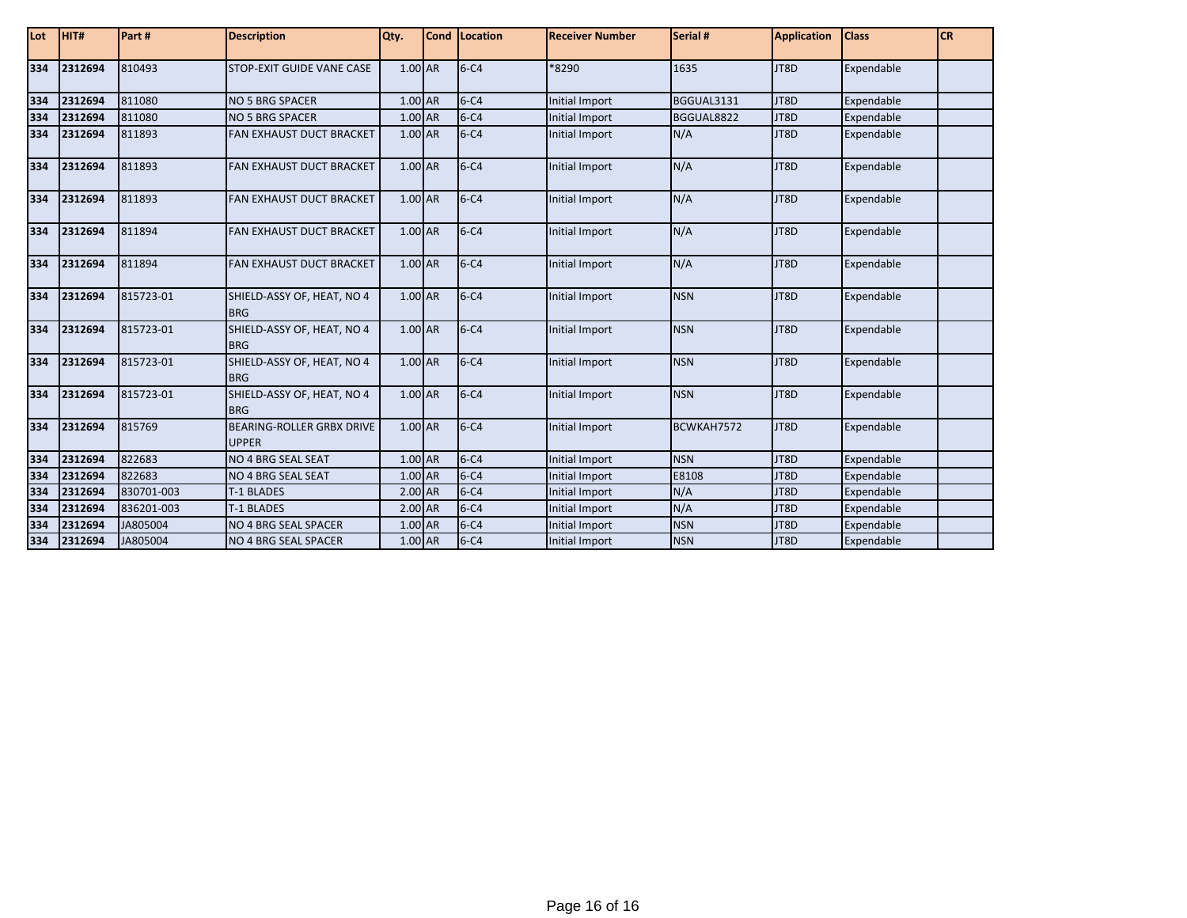| Lot | HIT# | Part # | Description | Qty. | Cond | Location | Receiver Number | Serial # | Application | Class | CR |
|---|---|---|---|---|---|---|---|---|---|---|---|
| 334 | 2312694 | 810493 | STOP-EXIT GUIDE VANE CASE | 1.00 | AR | 6-C4 | *8290 | 1635 | JT8D | Expendable | |
| 334 | 2312694 | 811080 | NO 5 BRG SPACER | 1.00 | AR | 6-C4 | Initial Import | BGGUAL3131 | JT8D | Expendable | |
| 334 | 2312694 | 811080 | NO 5 BRG SPACER | 1.00 | AR | 6-C4 | Initial Import | BGGUAL8822 | JT8D | Expendable | |
| 334 | 2312694 | 811893 | FAN EXHAUST DUCT BRACKET | 1.00 | AR | 6-C4 | Initial Import | N/A | JT8D | Expendable | |
| 334 | 2312694 | 811893 | FAN EXHAUST DUCT BRACKET | 1.00 | AR | 6-C4 | Initial Import | N/A | JT8D | Expendable | |
| 334 | 2312694 | 811893 | FAN EXHAUST DUCT BRACKET | 1.00 | AR | 6-C4 | Initial Import | N/A | JT8D | Expendable | |
| 334 | 2312694 | 811894 | FAN EXHAUST DUCT BRACKET | 1.00 | AR | 6-C4 | Initial Import | N/A | JT8D | Expendable | |
| 334 | 2312694 | 811894 | FAN EXHAUST DUCT BRACKET | 1.00 | AR | 6-C4 | Initial Import | N/A | JT8D | Expendable | |
| 334 | 2312694 | 815723-01 | SHIELD-ASSY OF, HEAT, NO 4 BRG | 1.00 | AR | 6-C4 | Initial Import | NSN | JT8D | Expendable | |
| 334 | 2312694 | 815723-01 | SHIELD-ASSY OF, HEAT, NO 4 BRG | 1.00 | AR | 6-C4 | Initial Import | NSN | JT8D | Expendable | |
| 334 | 2312694 | 815723-01 | SHIELD-ASSY OF, HEAT, NO 4 BRG | 1.00 | AR | 6-C4 | Initial Import | NSN | JT8D | Expendable | |
| 334 | 2312694 | 815723-01 | SHIELD-ASSY OF, HEAT, NO 4 BRG | 1.00 | AR | 6-C4 | Initial Import | NSN | JT8D | Expendable | |
| 334 | 2312694 | 815769 | BEARING-ROLLER GRBX DRIVE UPPER | 1.00 | AR | 6-C4 | Initial Import | BCWKAH7572 | JT8D | Expendable | |
| 334 | 2312694 | 822683 | NO 4 BRG SEAL SEAT | 1.00 | AR | 6-C4 | Initial Import | NSN | JT8D | Expendable | |
| 334 | 2312694 | 822683 | NO 4 BRG SEAL SEAT | 1.00 | AR | 6-C4 | Initial Import | E8108 | JT8D | Expendable | |
| 334 | 2312694 | 830701-003 | T-1 BLADES | 2.00 | AR | 6-C4 | Initial Import | N/A | JT8D | Expendable | |
| 334 | 2312694 | 836201-003 | T-1 BLADES | 2.00 | AR | 6-C4 | Initial Import | N/A | JT8D | Expendable | |
| 334 | 2312694 | JA805004 | NO 4 BRG SEAL SPACER | 1.00 | AR | 6-C4 | Initial Import | NSN | JT8D | Expendable | |
| 334 | 2312694 | JA805004 | NO 4 BRG SEAL SPACER | 1.00 | AR | 6-C4 | Initial Import | NSN | JT8D | Expendable | |